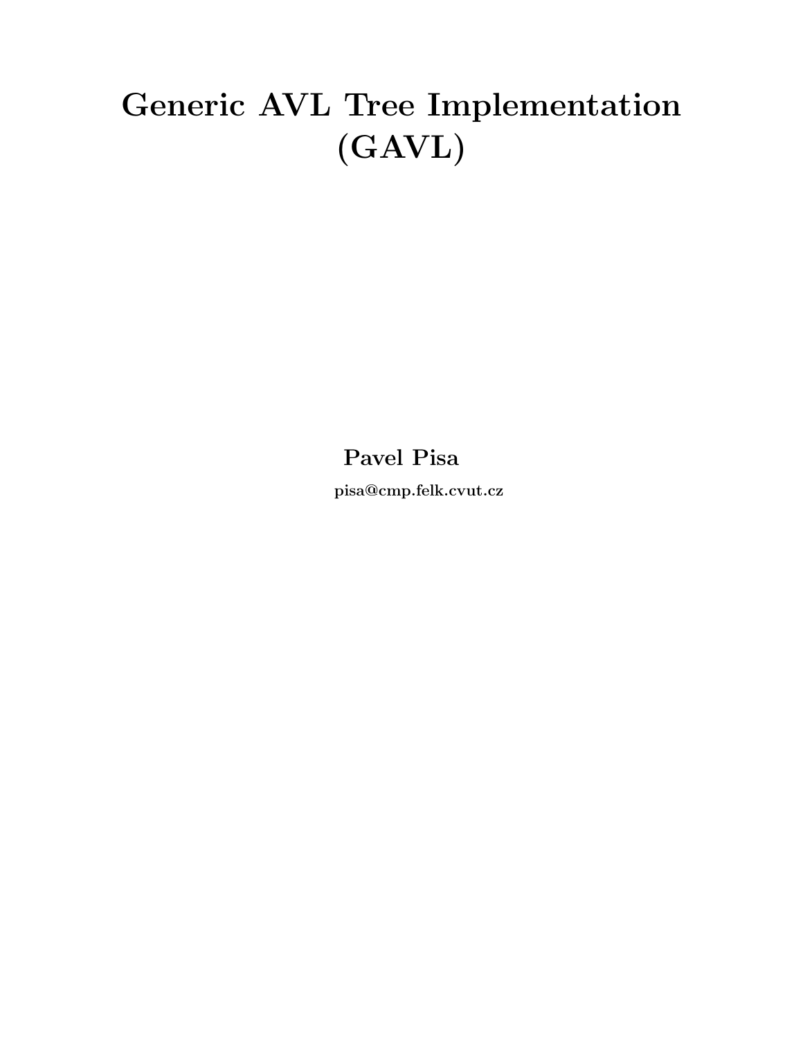# Generic AVL Tree Implementation (GAVL)

**Pavel Pisa**

**pisa@cmp.felk.cvut.cz**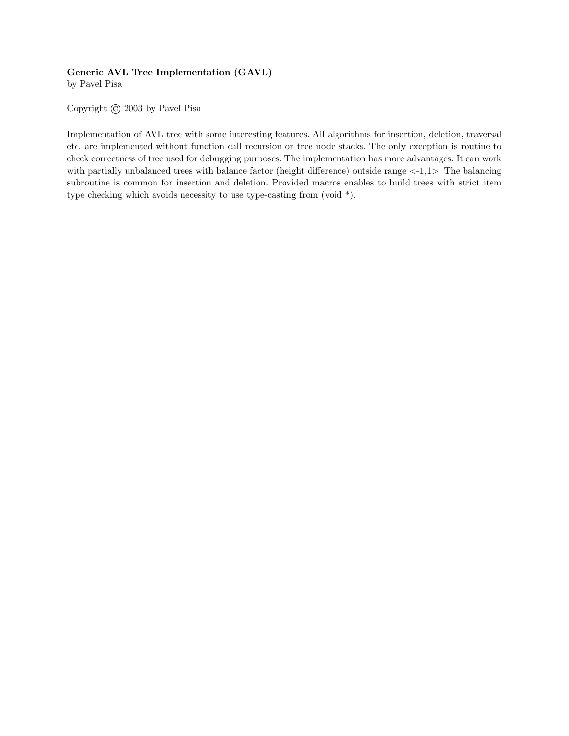**Generic AVL Tree Implementation (GAVL)**
by Pavel Pisa

Copyright © 2003 by Pavel Pisa

Implementation of AVL tree with some interesting features. All algorithms for insertion, deletion, traversal etc. are implemented without function call recursion or tree node stacks. The only exception is routine to check correctness of tree used for debugging purposes. The implementation has more advantages. It can work with partially unbalanced trees with balance factor (height difference) outside range <-1,1>. The balancing subroutine is common for insertion and deletion. Provided macros enables to build trees with strict item type checking which avoids necessity to use type-casting from (void *).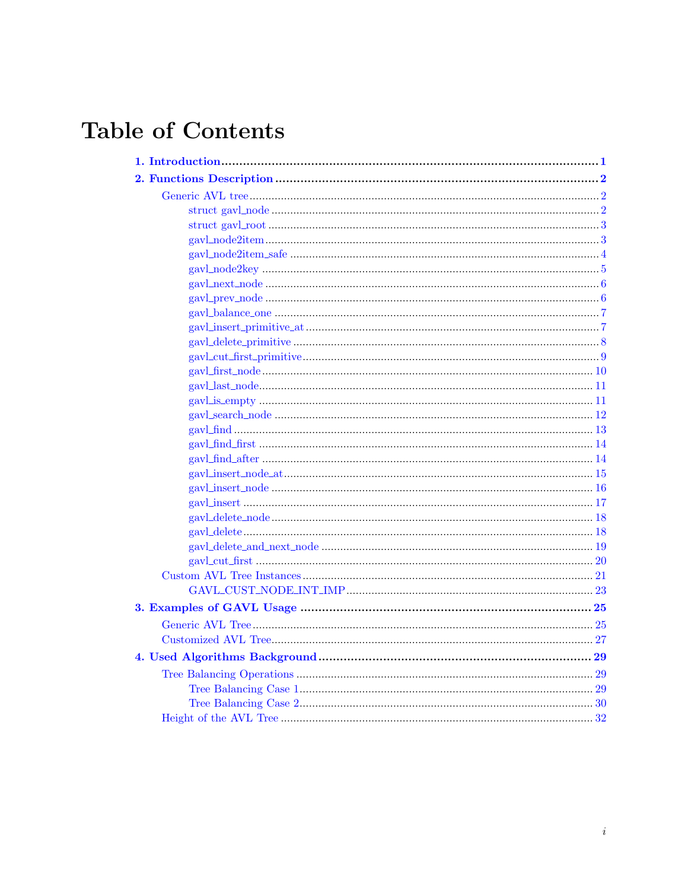# Table of Contents

- **1. Introduction** ... 1
- **2. Functions Description** ... 2
  - Generic AVL tree ... 2
    - struct gavl_node ... 2
    - struct gavl_root ... 3
    - gavl_node2item ... 3
    - gavl_node2item_safe ... 4
    - gavl_node2key ... 5
    - gavl_next_node ... 6
    - gavl_prev_node ... 6
    - gavl_balance_one ... 7
    - gavl_insert_primitive_at ... 7
    - gavl_delete_primitive ... 8
    - gavl_cut_first_primitive ... 9
    - gavl_first_node ... 10
    - gavl_last_node ... 11
    - gavl_is_empty ... 11
    - gavl_search_node ... 12
    - gavl_find ... 13
    - gavl_find_first ... 14
    - gavl_find_after ... 14
    - gavl_insert_node_at ... 15
    - gavl_insert_node ... 16
    - gavl_insert ... 17
    - gavl_delete_node ... 18
    - gavl_delete ... 18
    - gavl_delete_and_next_node ... 19
    - gavl_cut_first ... 20
  - Custom AVL Tree Instances ... 21
    - GAVL_CUST_NODE_INT_IMP ... 23
- **3. Examples of GAVL Usage** ... 25
  - Generic AVL Tree ... 25
  - Customized AVL Tree ... 27
- **4. Used Algorithms Background** ... 29
  - Tree Balancing Operations ... 29
    - Tree Balancing Case 1 ... 29
    - Tree Balancing Case 2 ... 30
  - Height of the AVL Tree ... 32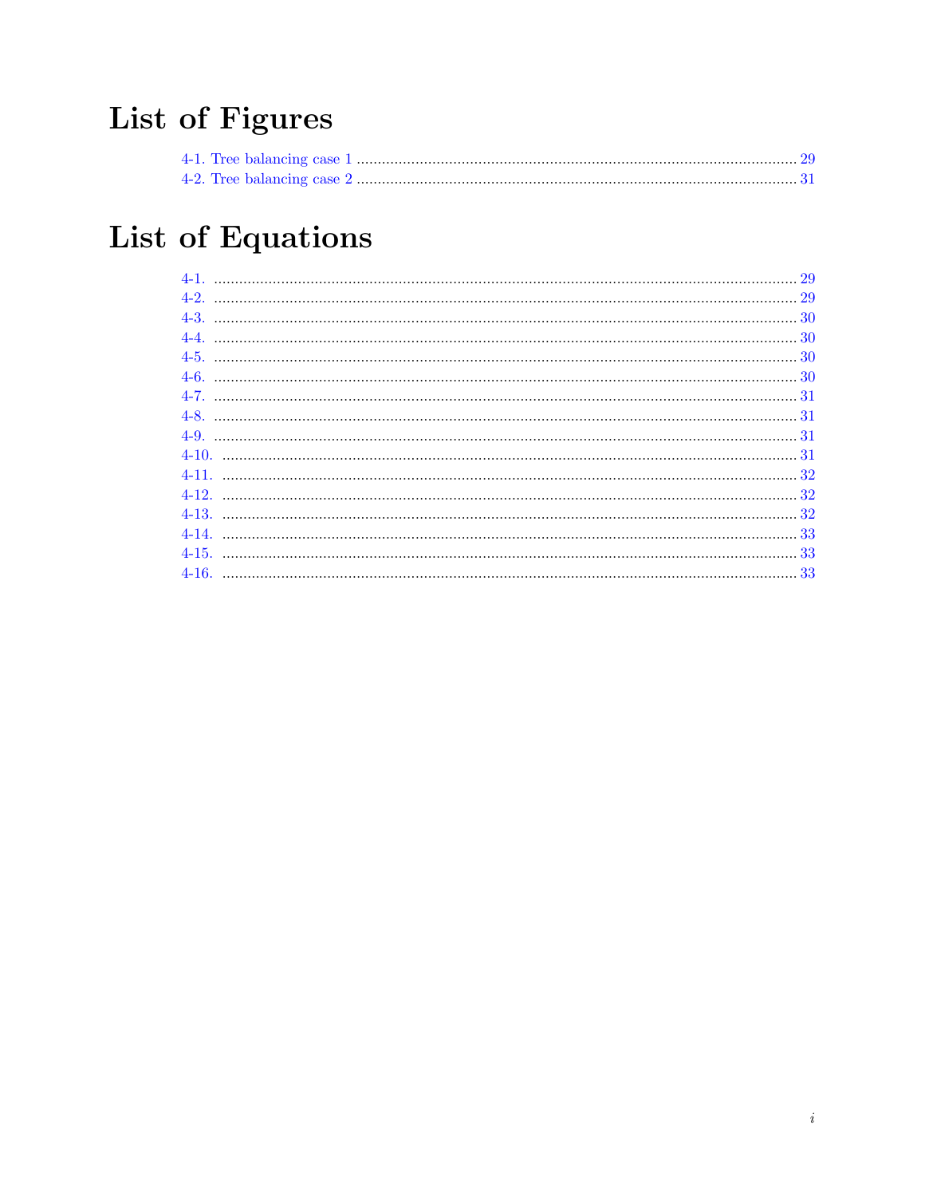# List of Figures

4-1. Tree balancing case 1 ........ 29
4-2. Tree balancing case 2 ........ 31

# List of Equations

4-1. ........ 29
4-2. ........ 29
4-3. ........ 30
4-4. ........ 30
4-5. ........ 30
4-6. ........ 30
4-7. ........ 31
4-8. ........ 31
4-9. ........ 31
4-10. ........ 31
4-11. ........ 32
4-12. ........ 32
4-13. ........ 32
4-14. ........ 33
4-15. ........ 33
4-16. ........ 33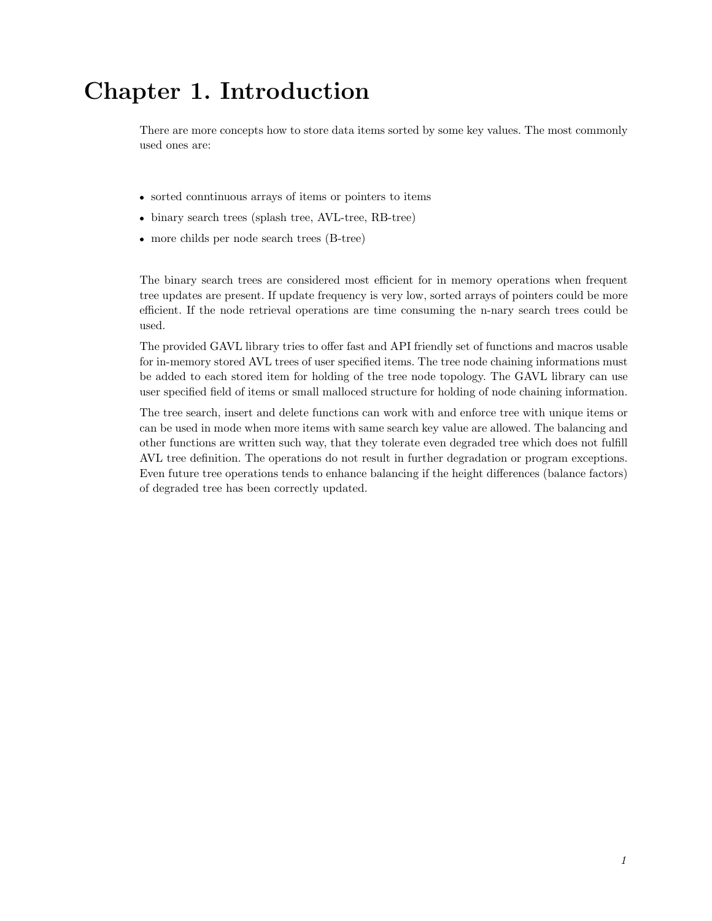# Chapter 1. Introduction

There are more concepts how to store data items sorted by some key values. The most commonly used ones are:

- sorted conntinuous arrays of items or pointers to items
- binary search trees (splash tree, AVL-tree, RB-tree)
- more childs per node search trees (B-tree)

The binary search trees are considered most efficient for in memory operations when frequent tree updates are present. If update frequency is very low, sorted arrays of pointers could be more efficient. If the node retrieval operations are time consuming the n-nary search trees could be used.

The provided GAVL library tries to offer fast and API friendly set of functions and macros usable for in-memory stored AVL trees of user specified items. The tree node chaining informations must be added to each stored item for holding of the tree node topology. The GAVL library can use user specified field of items or small malloced structure for holding of node chaining information.

The tree search, insert and delete functions can work with and enforce tree with unique items or can be used in mode when more items with same search key value are allowed. The balancing and other functions are written such way, that they tolerate even degraded tree which does not fulfill AVL tree definition. The operations do not result in further degradation or program exceptions. Even future tree operations tends to enhance balancing if the height differences (balance factors) of degraded tree has been correctly updated.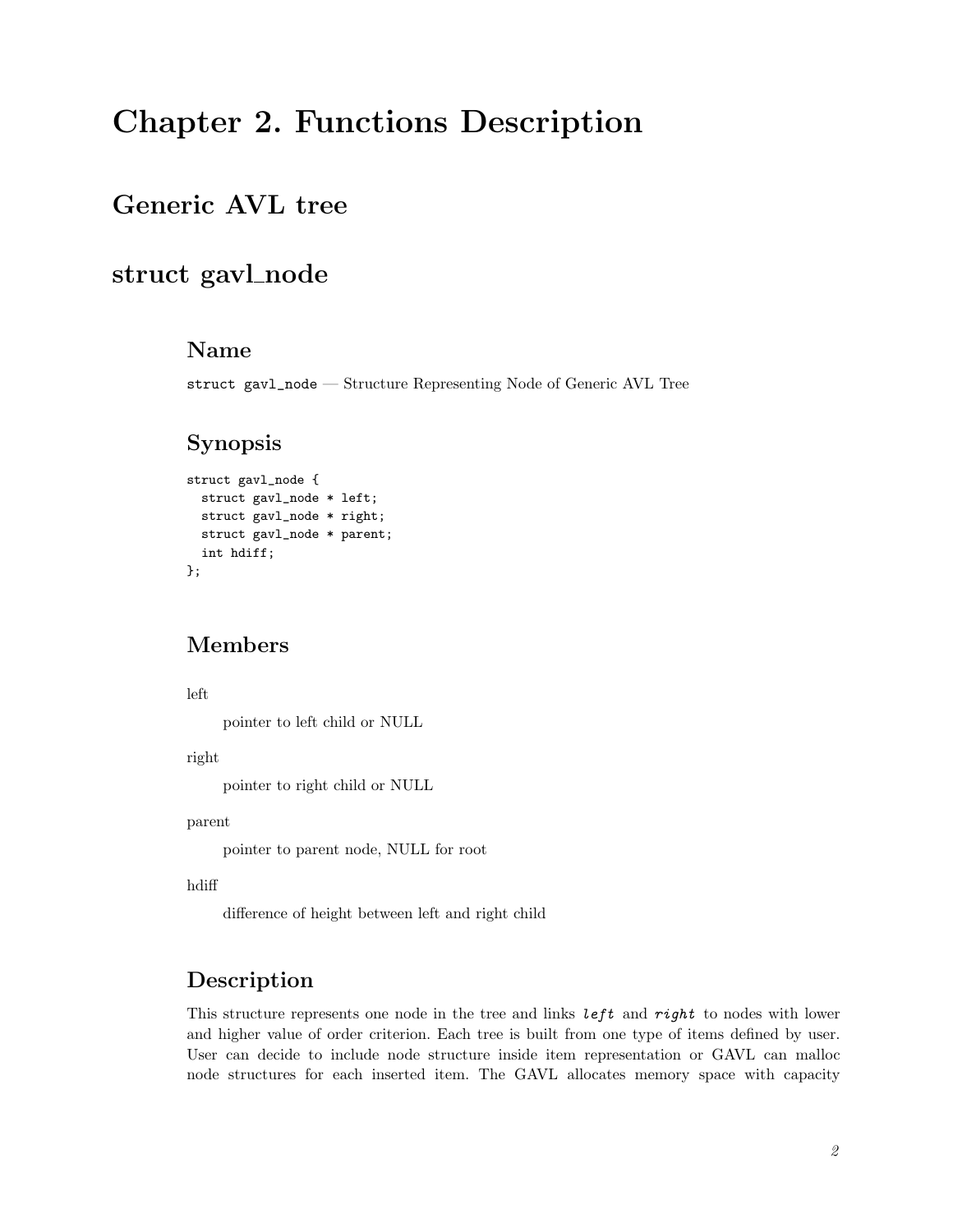# Chapter 2. Functions Description

## Generic AVL tree

## struct gavl_node

### Name

`struct gavl_node` — Structure Representing Node of Generic AVL Tree

### Synopsis

```
struct gavl_node {
  struct gavl_node * left;
  struct gavl_node * right;
  struct gavl_node * parent;
  int hdiff;
};
```

### Members

left

pointer to left child or NULL

right

pointer to right child or NULL

parent

pointer to parent node, NULL for root

hdiff

difference of height between left and right child

### Description

This structure represents one node in the tree and links *left* and *right* to nodes with lower and higher value of order criterion. Each tree is built from one type of items defined by user. User can decide to include node structure inside item representation or GAVL can malloc node structures for each inserted item. The GAVL allocates memory space with capacity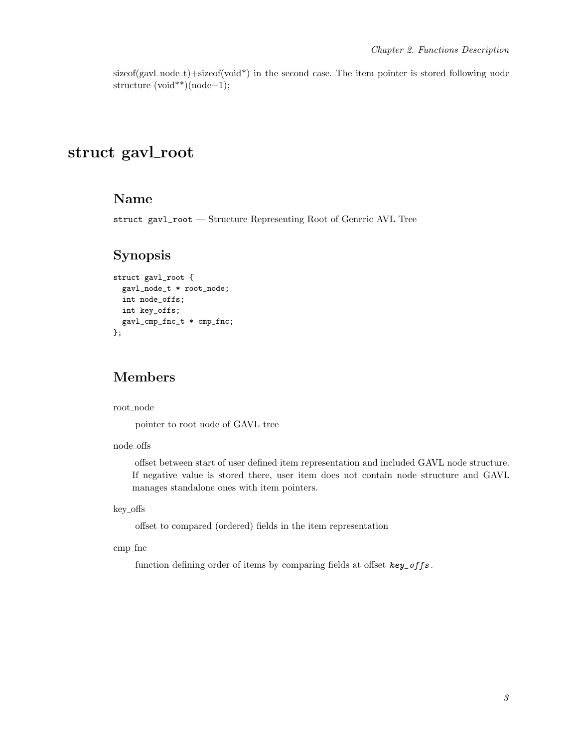sizeof(gavl_node_t)+sizeof(void*) in the second case. The item pointer is stored following node structure (void**)(node+1);

# struct gavl_root

## Name

`struct gavl_root` — Structure Representing Root of Generic AVL Tree

## Synopsis

```
struct gavl_root {
  gavl_node_t * root_node;
  int node_offs;
  int key_offs;
  gavl_cmp_fnc_t * cmp_fnc;
};
```

## Members

root_node

pointer to root node of GAVL tree

node_offs

offset between start of user defined item representation and included GAVL node structure. If negative value is stored there, user item does not contain node structure and GAVL manages standalone ones with item pointers.

key_offs

offset to compared (ordered) fields in the item representation

cmp_fnc

function defining order of items by comparing fields at offset *`key_offs`*.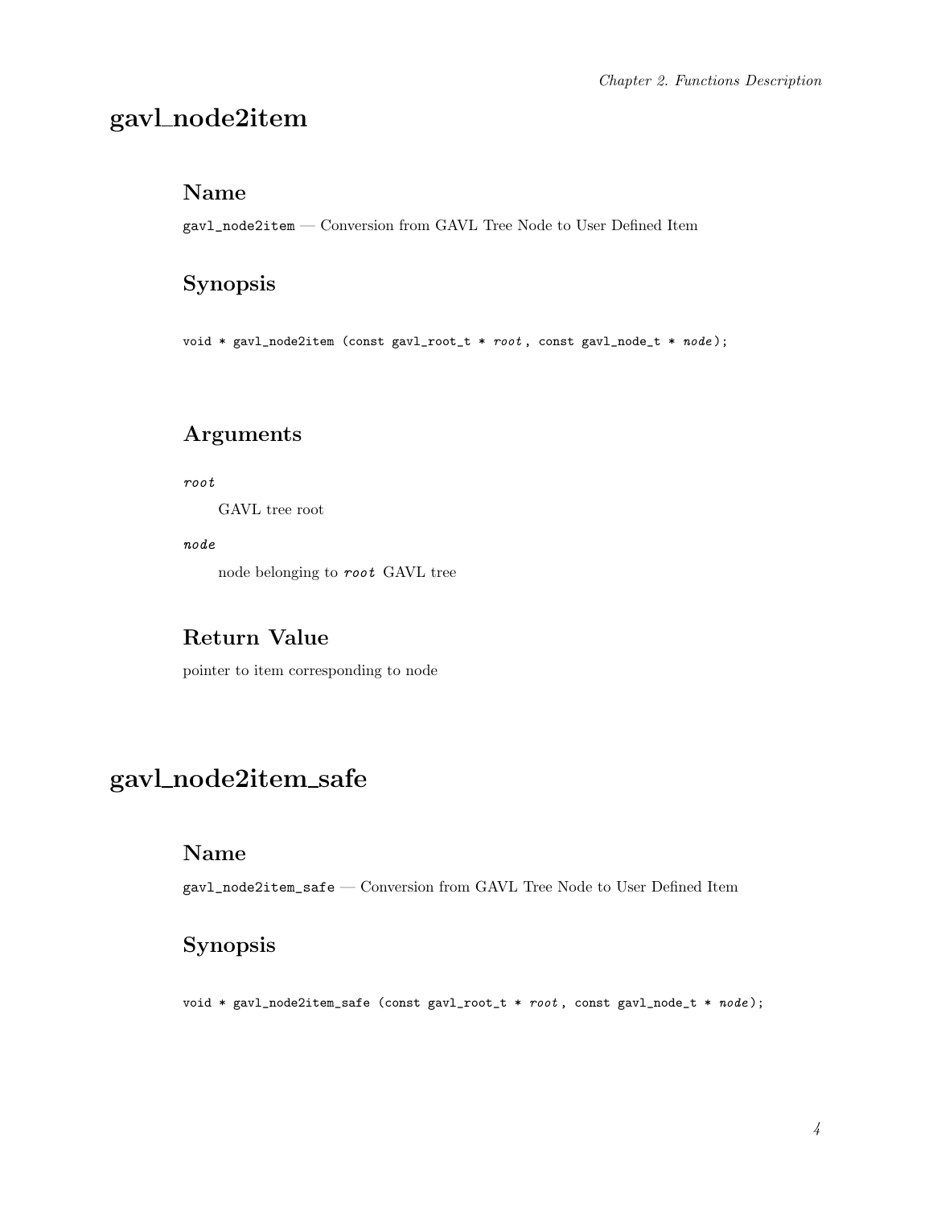# gavl_node2item

## Name

`gavl_node2item` — Conversion from GAVL Tree Node to User Defined Item

## Synopsis

```
void * gavl_node2item (const gavl_root_t * root , const gavl_node_t * node);
```

## Arguments

*root*

GAVL tree root

*node*

node belonging to *root* GAVL tree

## Return Value

pointer to item corresponding to node

# gavl_node2item_safe

## Name

`gavl_node2item_safe` — Conversion from GAVL Tree Node to User Defined Item

## Synopsis

```
void * gavl_node2item_safe (const gavl_root_t * root , const gavl_node_t * node);
```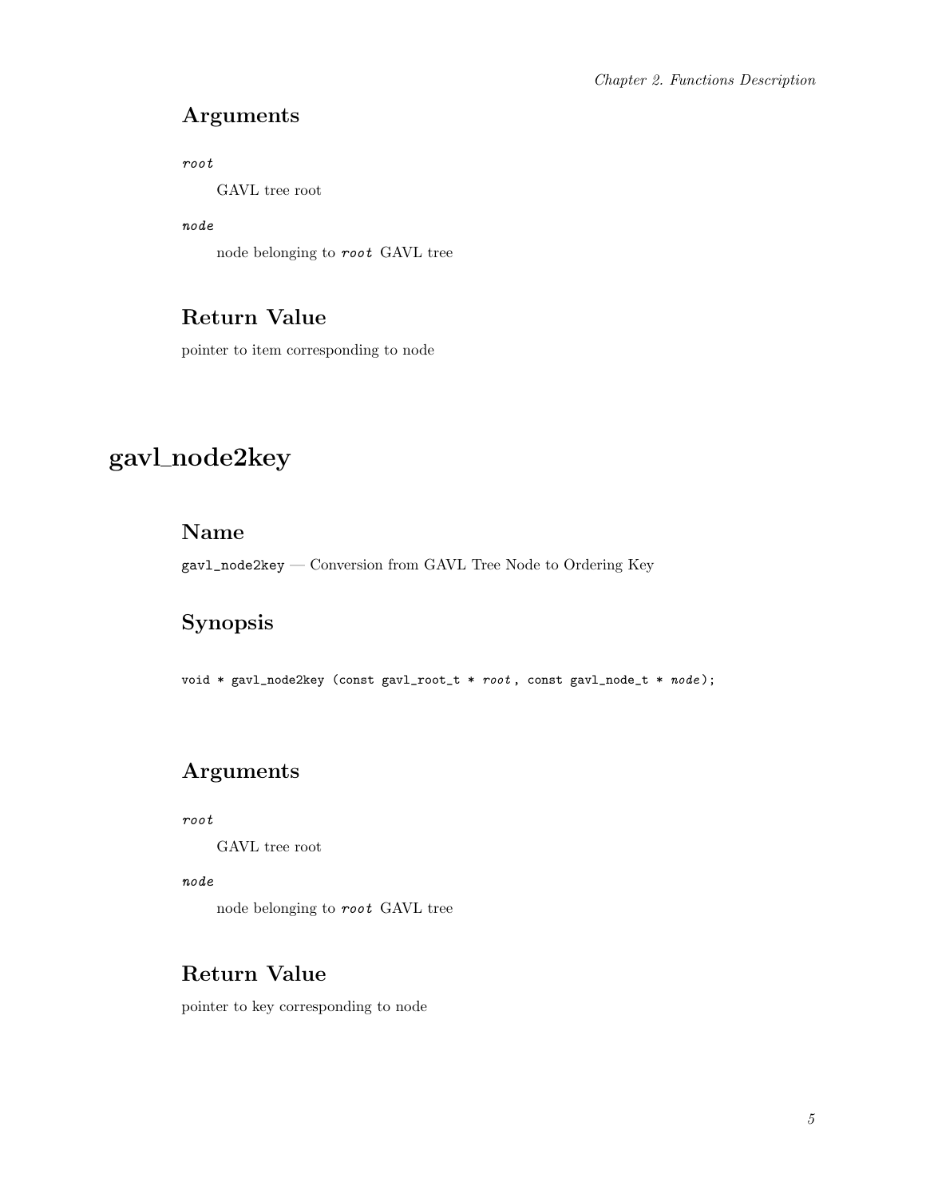### Arguments

*root*

GAVL tree root

*node*

node belonging to *root* GAVL tree

### Return Value

pointer to item corresponding to node

## gavl_node2key

### Name

`gavl_node2key` — Conversion from GAVL Tree Node to Ordering Key

### Synopsis

```
void * gavl_node2key (const gavl_root_t * root, const gavl_node_t * node);
```

### Arguments

*root*

GAVL tree root

*node*

node belonging to *root* GAVL tree

### Return Value

pointer to key corresponding to node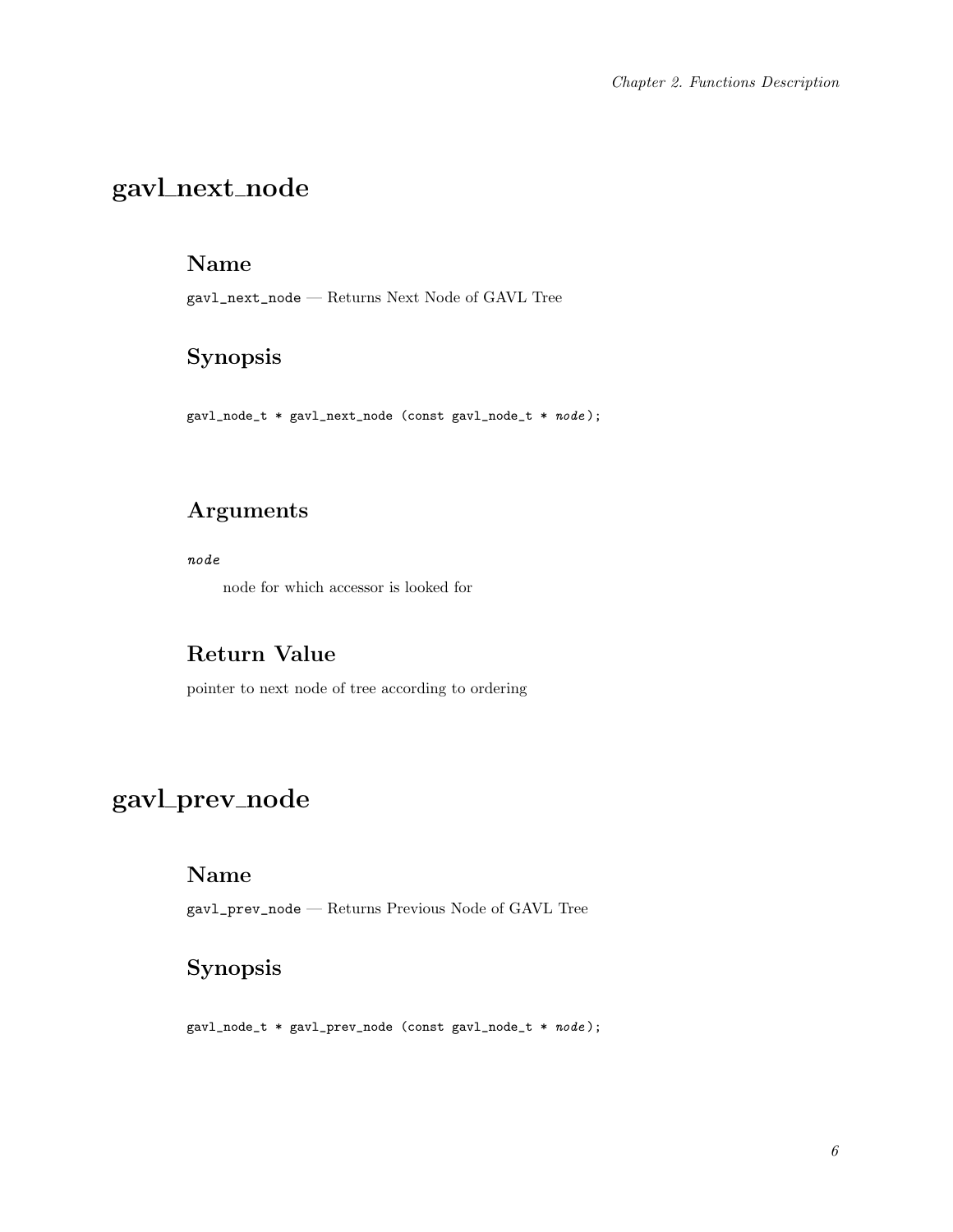## gavl_next_node

### Name

`gavl_next_node` — Returns Next Node of GAVL Tree

### Synopsis

```
gavl_node_t * gavl_next_node (const gavl_node_t * node);
```

### Arguments

*node*

node for which accessor is looked for

### Return Value

pointer to next node of tree according to ordering

## gavl_prev_node

### Name

`gavl_prev_node` — Returns Previous Node of GAVL Tree

### Synopsis

```
gavl_node_t * gavl_prev_node (const gavl_node_t * node);
```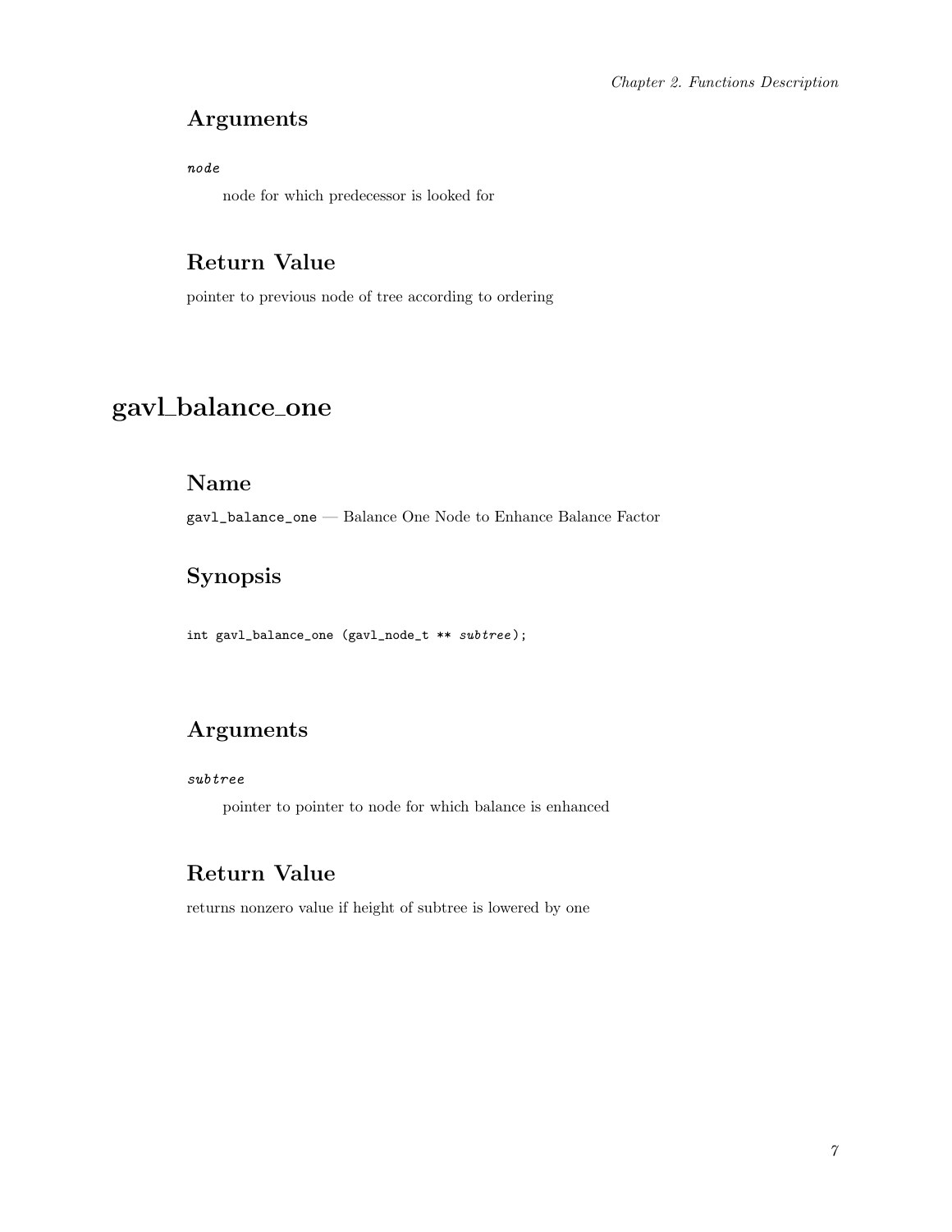### Arguments

*node*

node for which predecessor is looked for

### Return Value

pointer to previous node of tree according to ordering

## gavl_balance_one

### Name

`gavl_balance_one` — Balance One Node to Enhance Balance Factor

### Synopsis

```
int gavl_balance_one (gavl_node_t ** subtree);
```

### Arguments

*subtree*

pointer to pointer to node for which balance is enhanced

### Return Value

returns nonzero value if height of subtree is lowered by one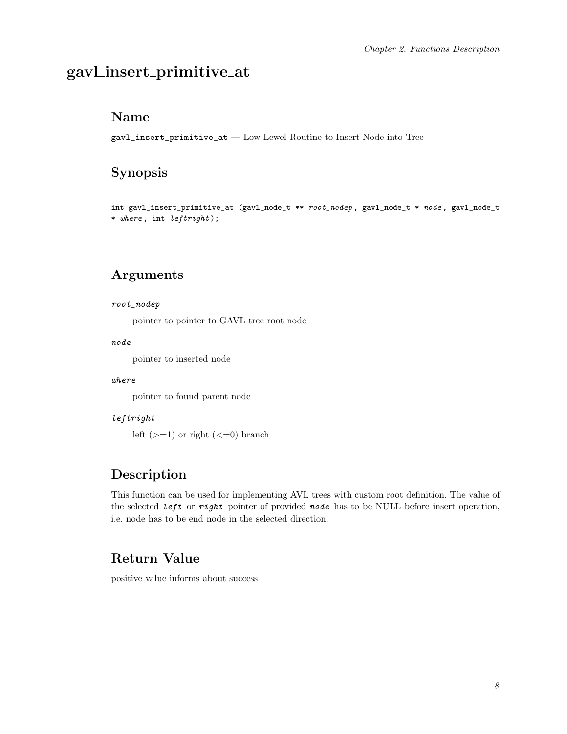# gavl_insert_primitive_at

## Name

`gavl_insert_primitive_at` — Low Lewel Routine to Insert Node into Tree

## Synopsis

```
int gavl_insert_primitive_at (gavl_node_t ** root_nodep, gavl_node_t * node, gavl_node_t * where, int leftright);
```

## Arguments

*root_nodep*

pointer to pointer to GAVL tree root node

*node*

pointer to inserted node

*where*

pointer to found parent node

*leftright*

left (>=1) or right (<=0) branch

## Description

This function can be used for implementing AVL trees with custom root definition. The value of the selected ***left*** or ***right*** pointer of provided ***node*** has to be NULL before insert operation, i.e. node has to be end node in the selected direction.

## Return Value

positive value informs about success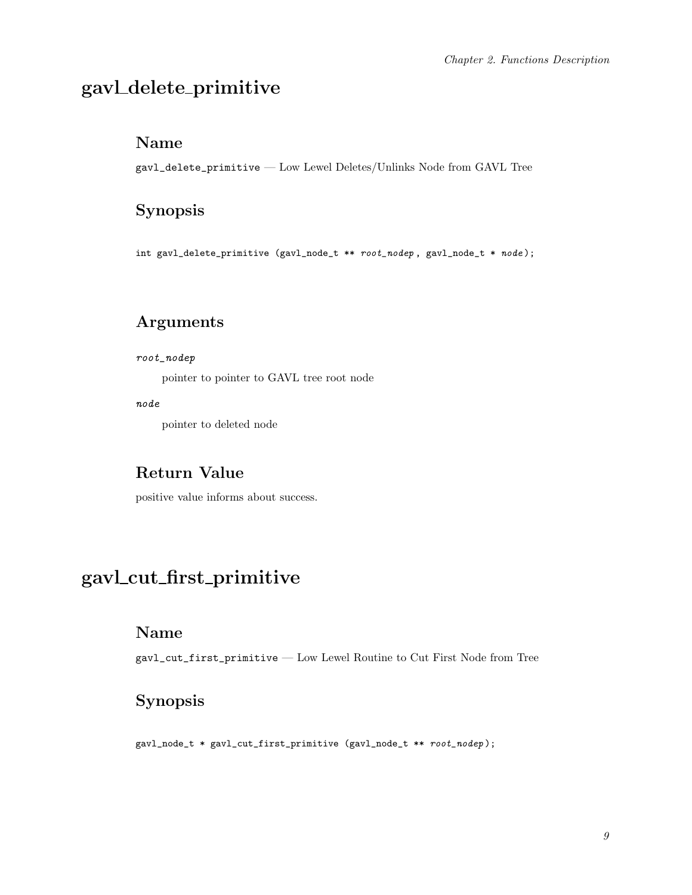## gavl_delete_primitive

### Name

`gavl_delete_primitive` — Low Lewel Deletes/Unlinks Node from GAVL Tree

### Synopsis

```
int gavl_delete_primitive (gavl_node_t ** root_nodep , gavl_node_t * node);
```

### Arguments

*root_nodep*

pointer to pointer to GAVL tree root node

*node*

pointer to deleted node

### Return Value

positive value informs about success.

## gavl_cut_first_primitive

### Name

`gavl_cut_first_primitive` — Low Lewel Routine to Cut First Node from Tree

### Synopsis

```
gavl_node_t * gavl_cut_first_primitive (gavl_node_t ** root_nodep);
```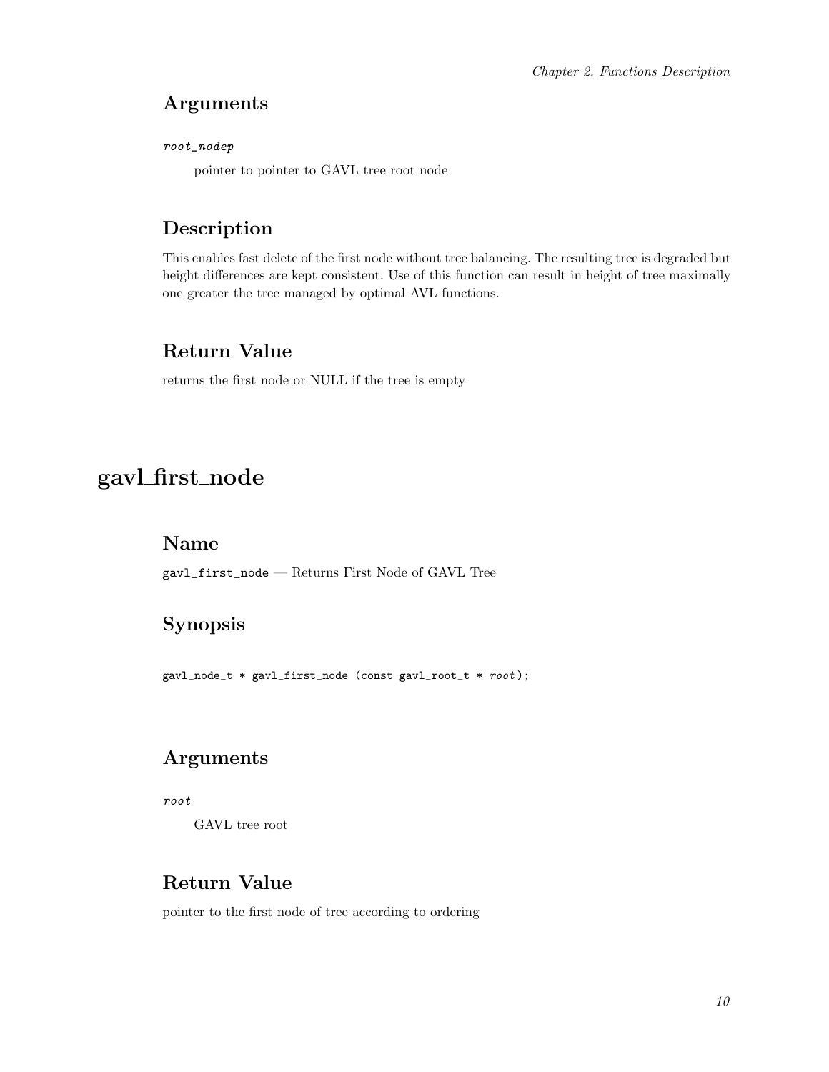### Arguments

*root_nodep*

pointer to pointer to GAVL tree root node

### Description

This enables fast delete of the first node without tree balancing. The resulting tree is degraded but height differences are kept consistent. Use of this function can result in height of tree maximally one greater the tree managed by optimal AVL functions.

### Return Value

returns the first node or NULL if the tree is empty

## gavl_first_node

### Name

`gavl_first_node` — Returns First Node of GAVL Tree

### Synopsis

```
gavl_node_t * gavl_first_node (const gavl_root_t * root);
```

### Arguments

*root*

GAVL tree root

### Return Value

pointer to the first node of tree according to ordering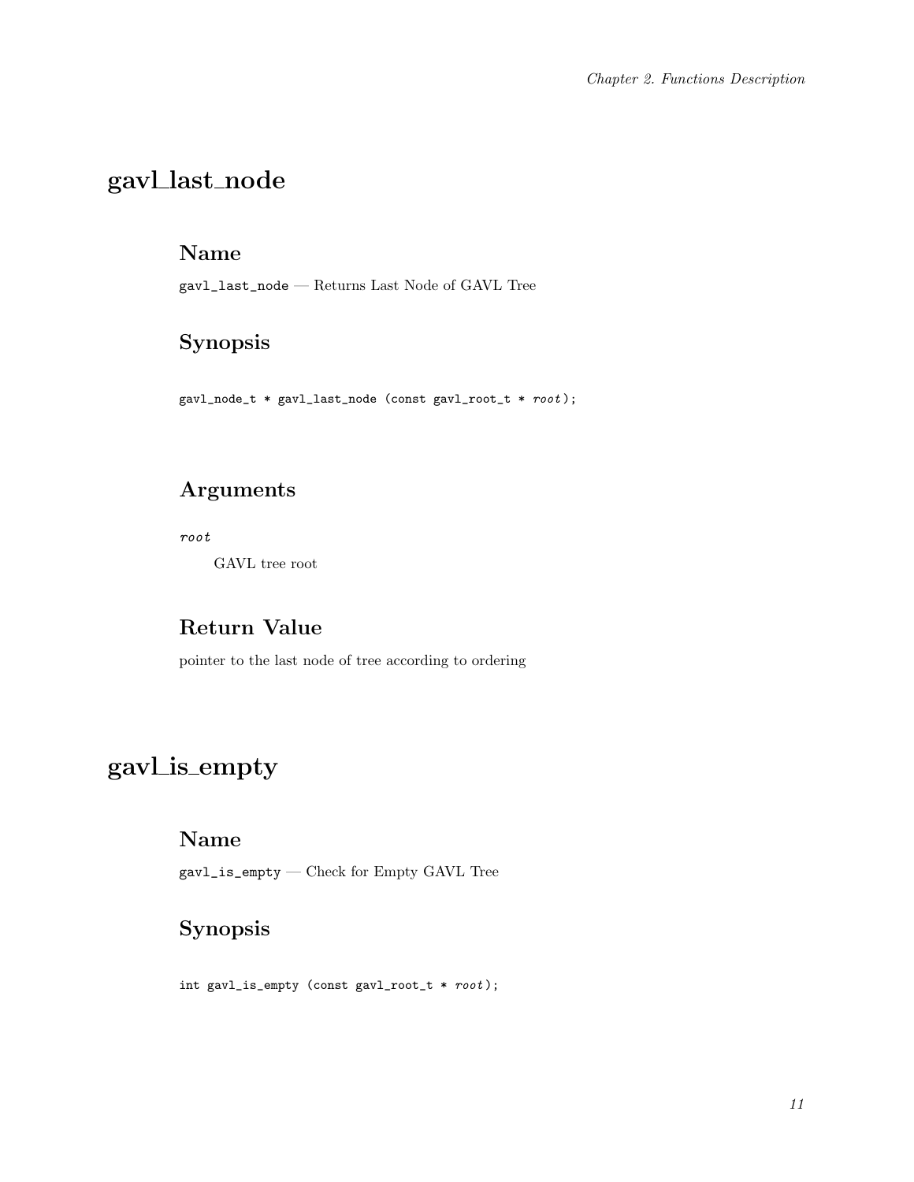## gavl_last_node

### Name

`gavl_last_node` — Returns Last Node of GAVL Tree

### Synopsis

```
gavl_node_t * gavl_last_node (const gavl_root_t * root);
```

### Arguments

*root*

GAVL tree root

### Return Value

pointer to the last node of tree according to ordering

## gavl_is_empty

### Name

`gavl_is_empty` — Check for Empty GAVL Tree

### Synopsis

```
int gavl_is_empty (const gavl_root_t * root);
```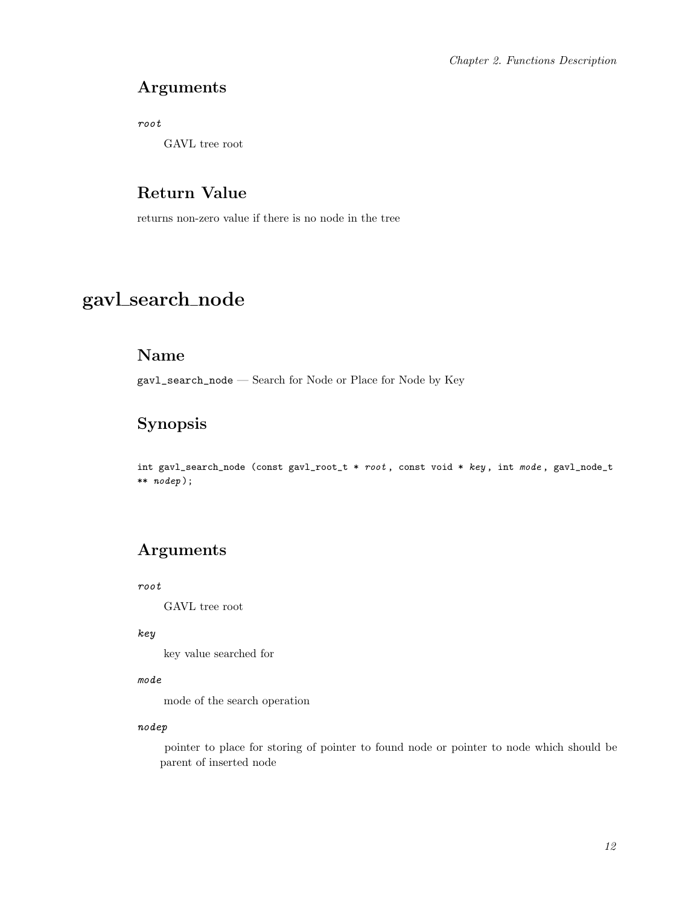## Arguments

*root*

GAVL tree root

## Return Value

returns non-zero value if there is no node in the tree

# gavl_search_node

## Name

`gavl_search_node` — Search for Node or Place for Node by Key

## Synopsis

```
int gavl_search_node (const gavl_root_t * root , const void * key , int mode , gavl_node_t
** nodep );
```

## Arguments

*root*

GAVL tree root

*key*

key value searched for

*mode*

mode of the search operation

*nodep*

pointer to place for storing of pointer to found node or pointer to node which should be parent of inserted node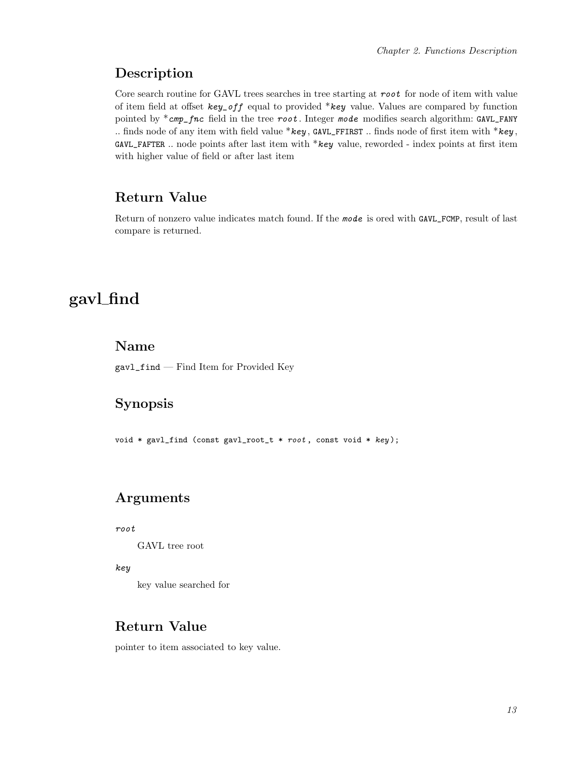## Description

Core search routine for GAVL trees searches in tree starting at *root* for node of item with value of item field at offset *key_off* equal to provided *\*key* value. Values are compared by function pointed by *\*cmp_fnc* field in the tree *root*. Integer *mode* modifies search algorithm: `GAVL_FANY` .. finds node of any item with field value *\*key*, `GAVL_FFIRST` .. finds node of first item with *\*key*, `GAVL_FAFTER` .. node points after last item with *\*key* value, reworded - index points at first item with higher value of field or after last item

## Return Value

Return of nonzero value indicates match found. If the *mode* is ored with `GAVL_FCMP`, result of last compare is returned.

# gavl_find

## Name

`gavl_find` — Find Item for Provided Key

## Synopsis

```
void * gavl_find (const gavl_root_t * root, const void * key);
```

## Arguments

*root*

GAVL tree root

*key*

key value searched for

## Return Value

pointer to item associated to key value.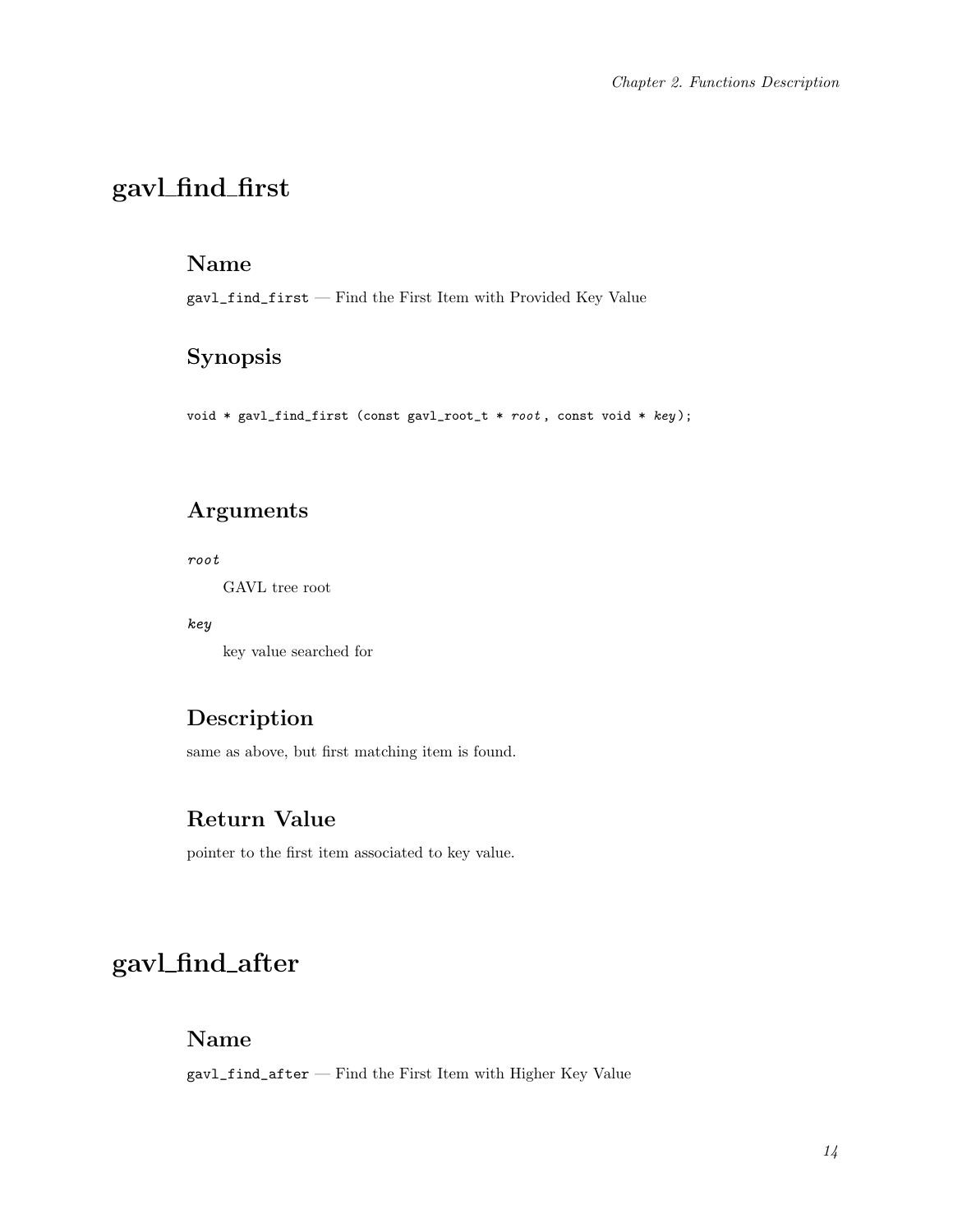# gavl_find_first

## Name

`gavl_find_first` — Find the First Item with Provided Key Value

## Synopsis

```
void * gavl_find_first (const gavl_root_t * root , const void * key);
```

## Arguments

*root*

GAVL tree root

*key*

key value searched for

## Description

same as above, but first matching item is found.

## Return Value

pointer to the first item associated to key value.

# gavl_find_after

## Name

`gavl_find_after` — Find the First Item with Higher Key Value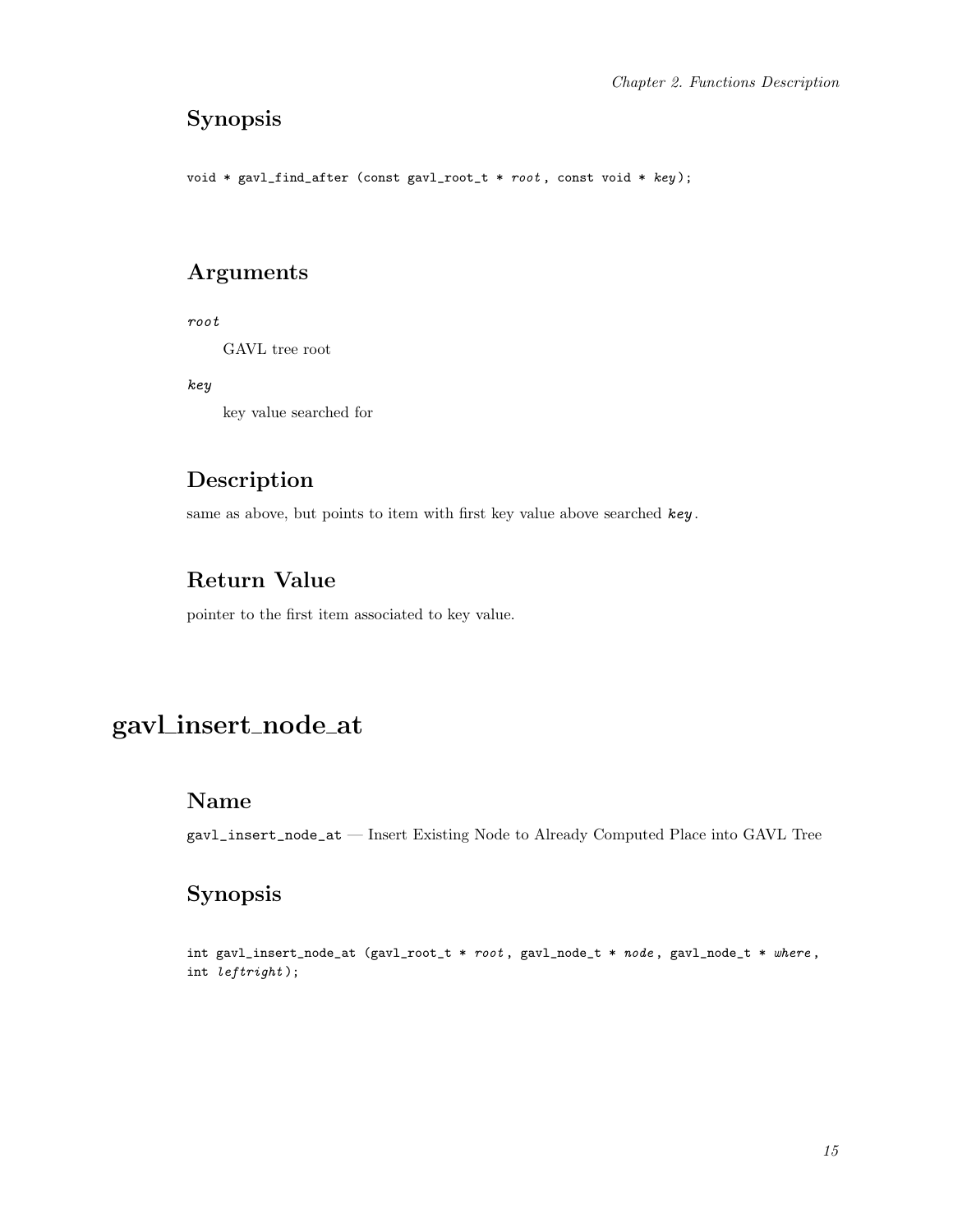### Synopsis

```
void * gavl_find_after (const gavl_root_t * root , const void * key);
```

### Arguments

*root*

GAVL tree root

*key*

key value searched for

### Description

same as above, but points to item with first key value above searched ***key***.

### Return Value

pointer to the first item associated to key value.

## gavl_insert_node_at

### Name

gavl_insert_node_at — Insert Existing Node to Already Computed Place into GAVL Tree

### Synopsis

```
int gavl_insert_node_at (gavl_root_t * root , gavl_node_t * node , gavl_node_t * where ,
int leftright );
```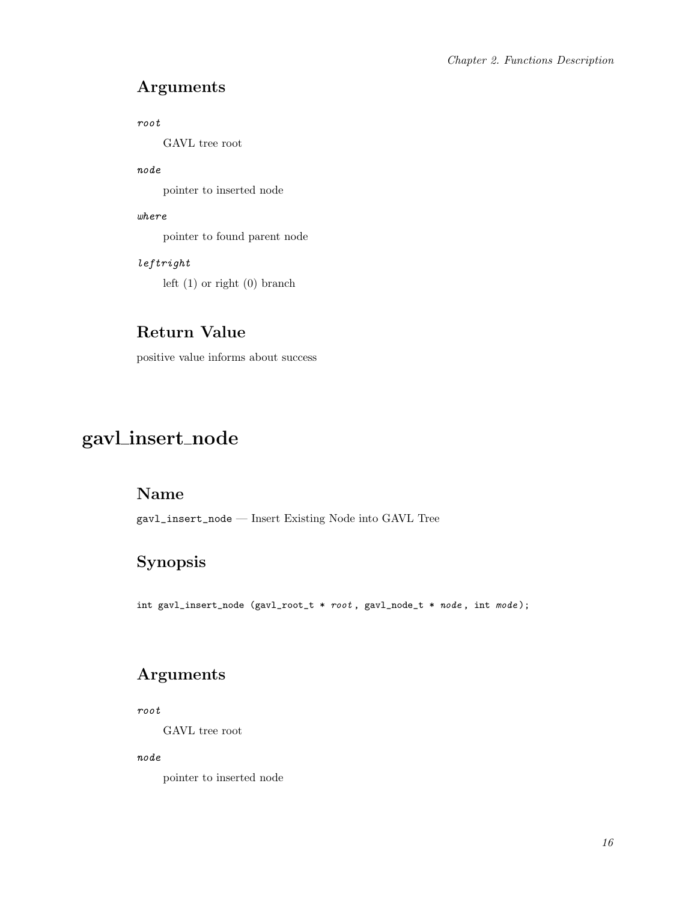### Arguments

*root*

GAVL tree root

*node*

pointer to inserted node

*where*

pointer to found parent node

*leftright*

left (1) or right (0) branch

### Return Value

positive value informs about success

## gavl_insert_node

### Name

`gavl_insert_node` — Insert Existing Node into GAVL Tree

### Synopsis

```
int gavl_insert_node (gavl_root_t * root, gavl_node_t * node, int mode);
```

### Arguments

*root*

GAVL tree root

*node*

pointer to inserted node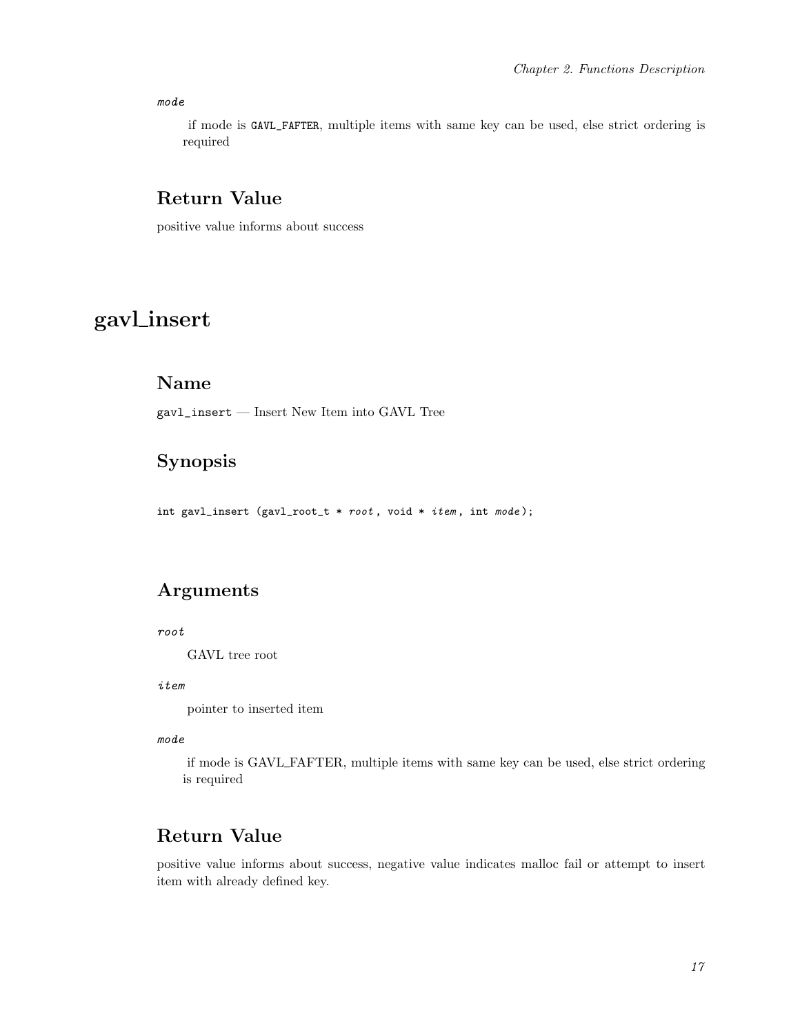*mode*

if mode is `GAVL_FAFTER`, multiple items with same key can be used, else strict ordering is required

## Return Value

positive value informs about success

# gavl_insert

## Name

`gavl_insert` — Insert New Item into GAVL Tree

## Synopsis

```
int gavl_insert (gavl_root_t * root , void * item , int mode);
```

## Arguments

*root*

GAVL tree root

*item*

pointer to inserted item

*mode*

if mode is GAVL_FAFTER, multiple items with same key can be used, else strict ordering is required

## Return Value

positive value informs about success, negative value indicates malloc fail or attempt to insert item with already defined key.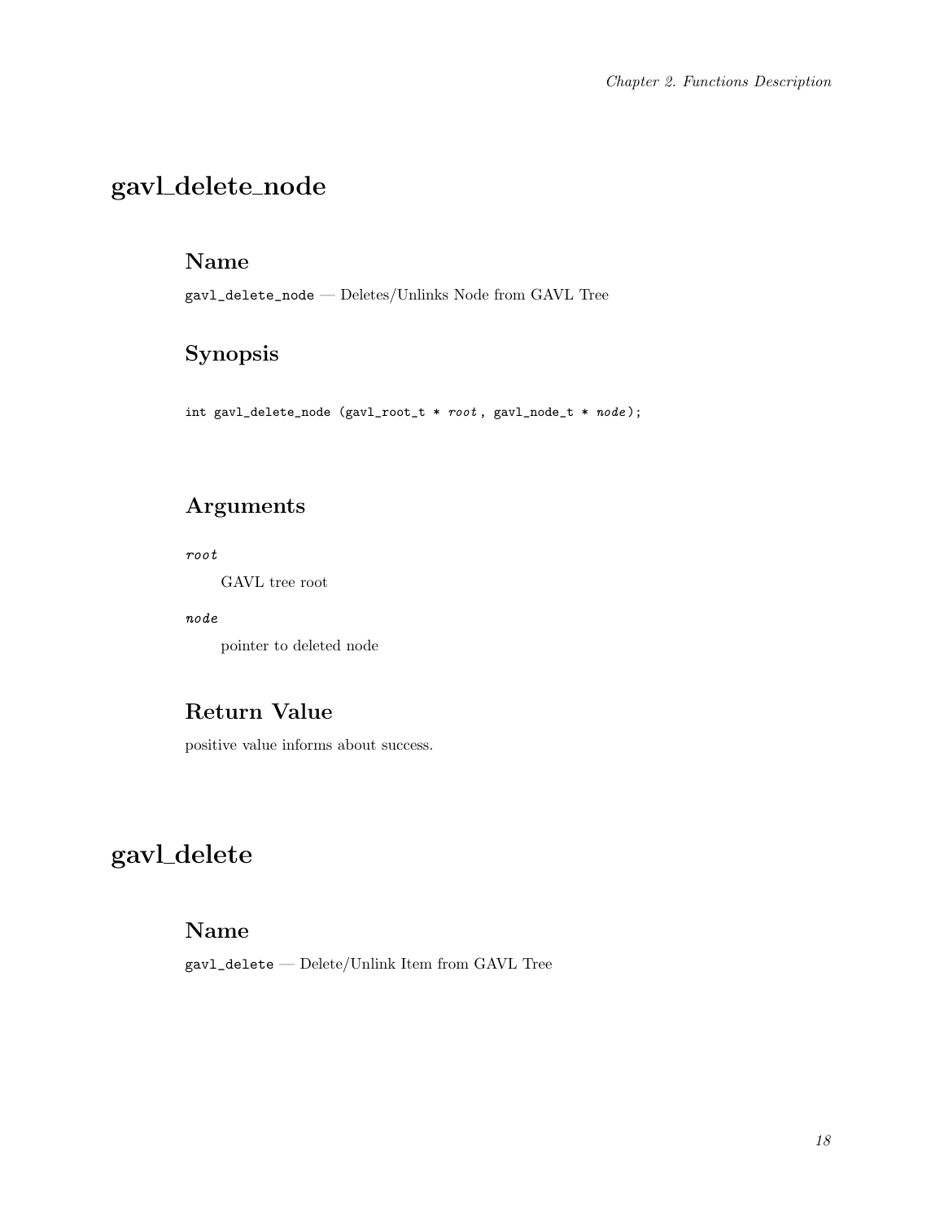# gavl_delete_node

## Name

`gavl_delete_node` — Deletes/Unlinks Node from GAVL Tree

## Synopsis

```
int gavl_delete_node (gavl_root_t * root, gavl_node_t * node);
```

## Arguments

*root*

GAVL tree root

*node*

pointer to deleted node

## Return Value

positive value informs about success.

# gavl_delete

## Name

`gavl_delete` — Delete/Unlink Item from GAVL Tree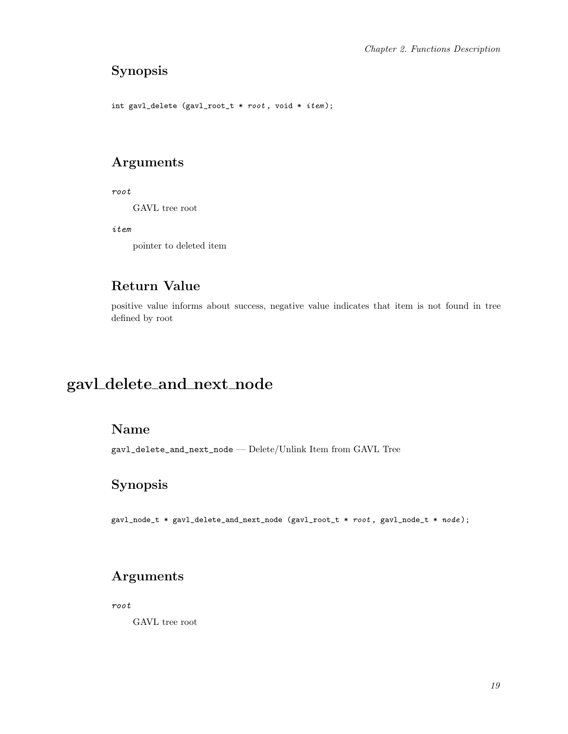### Synopsis

```
int gavl_delete (gavl_root_t * root , void * item);
```

### Arguments

*root*

GAVL tree root

*item*

pointer to deleted item

### Return Value

positive value informs about success, negative value indicates that item is not found in tree defined by root

## gavl_delete_and_next_node

### Name

`gavl_delete_and_next_node` — Delete/Unlink Item from GAVL Tree

### Synopsis

```
gavl_node_t * gavl_delete_and_next_node (gavl_root_t * root , gavl_node_t * node);
```

### Arguments

*root*

GAVL tree root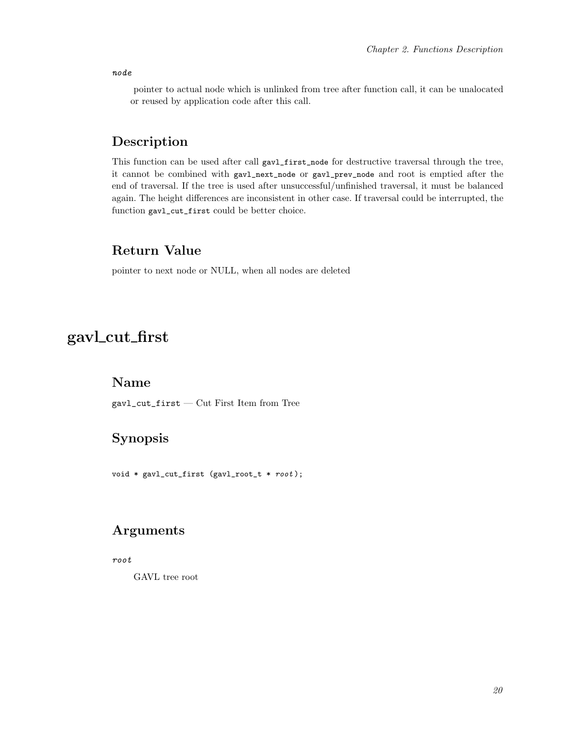*node*

pointer to actual node which is unlinked from tree after function call, it can be unalocated or reused by application code after this call.

## Description

This function can be used after call `gavl_first_node` for destructive traversal through the tree, it cannot be combined with `gavl_next_node` or `gavl_prev_node` and root is emptied after the end of traversal. If the tree is used after unsuccessful/unfinished traversal, it must be balanced again. The height differences are inconsistent in other case. If traversal could be interrupted, the function `gavl_cut_first` could be better choice.

## Return Value

pointer to next node or NULL, when all nodes are deleted

# gavl_cut_first

## Name

`gavl_cut_first` — Cut First Item from Tree

## Synopsis

```
void * gavl_cut_first (gavl_root_t * root);
```

## Arguments

*root*

GAVL tree root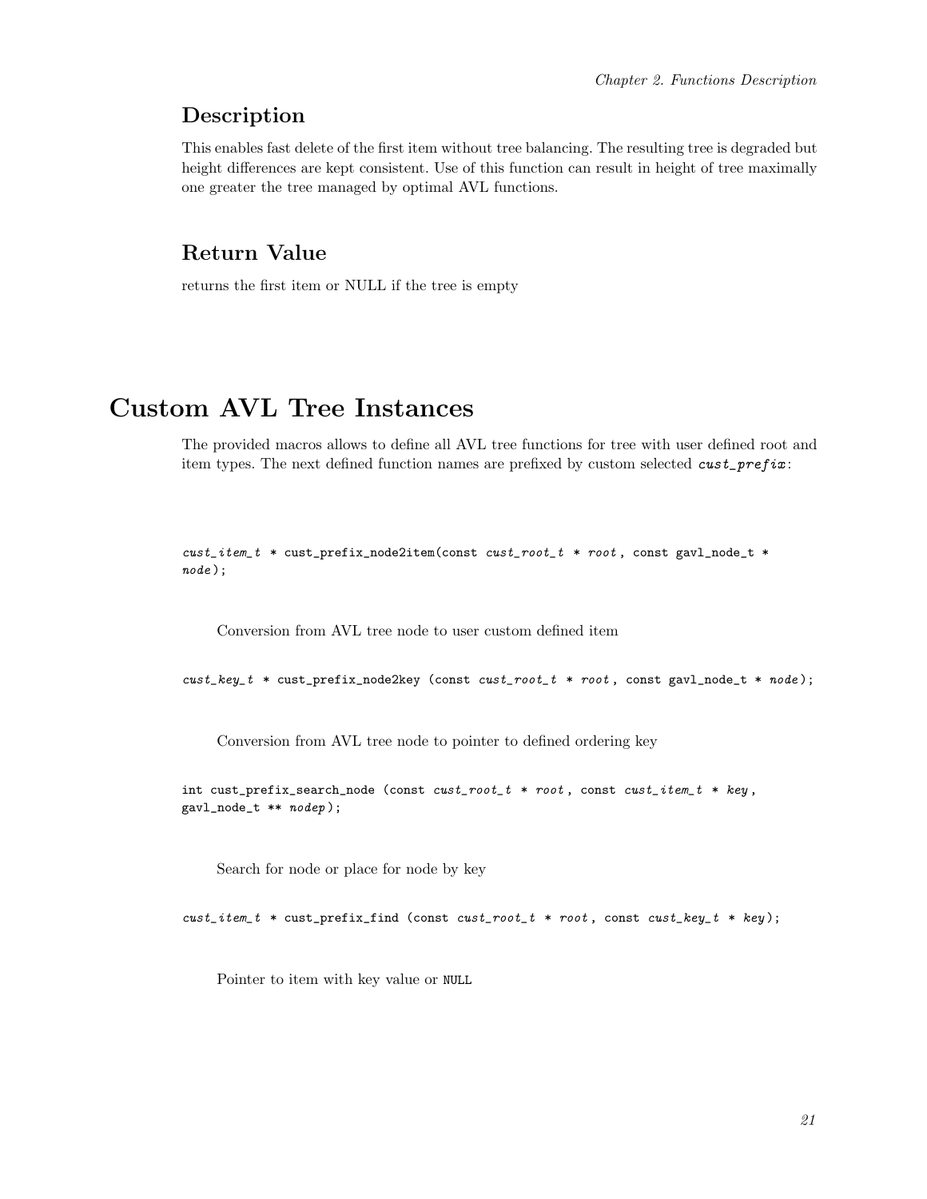### Description

This enables fast delete of the first item without tree balancing. The resulting tree is degraded but height differences are kept consistent. Use of this function can result in height of tree maximally one greater the tree managed by optimal AVL functions.

### Return Value

returns the first item or NULL if the tree is empty

# Custom AVL Tree Instances

The provided macros allows to define all AVL tree functions for tree with user defined root and item types. The next defined function names are prefixed by custom selected *cust_prefix*:

```
cust_item_t * cust_prefix_node2item(const cust_root_t * root , const gavl_node_t *
node);
```

Conversion from AVL tree node to user custom defined item

```
cust_key_t * cust_prefix_node2key (const cust_root_t * root , const gavl_node_t * node);
```

Conversion from AVL tree node to pointer to defined ordering key

```
int cust_prefix_search_node (const cust_root_t * root , const cust_item_t * key ,
gavl_node_t ** nodep);
```

Search for node or place for node by key

```
cust_item_t * cust_prefix_find (const cust_root_t * root , const cust_key_t * key);
```

Pointer to item with key value or `NULL`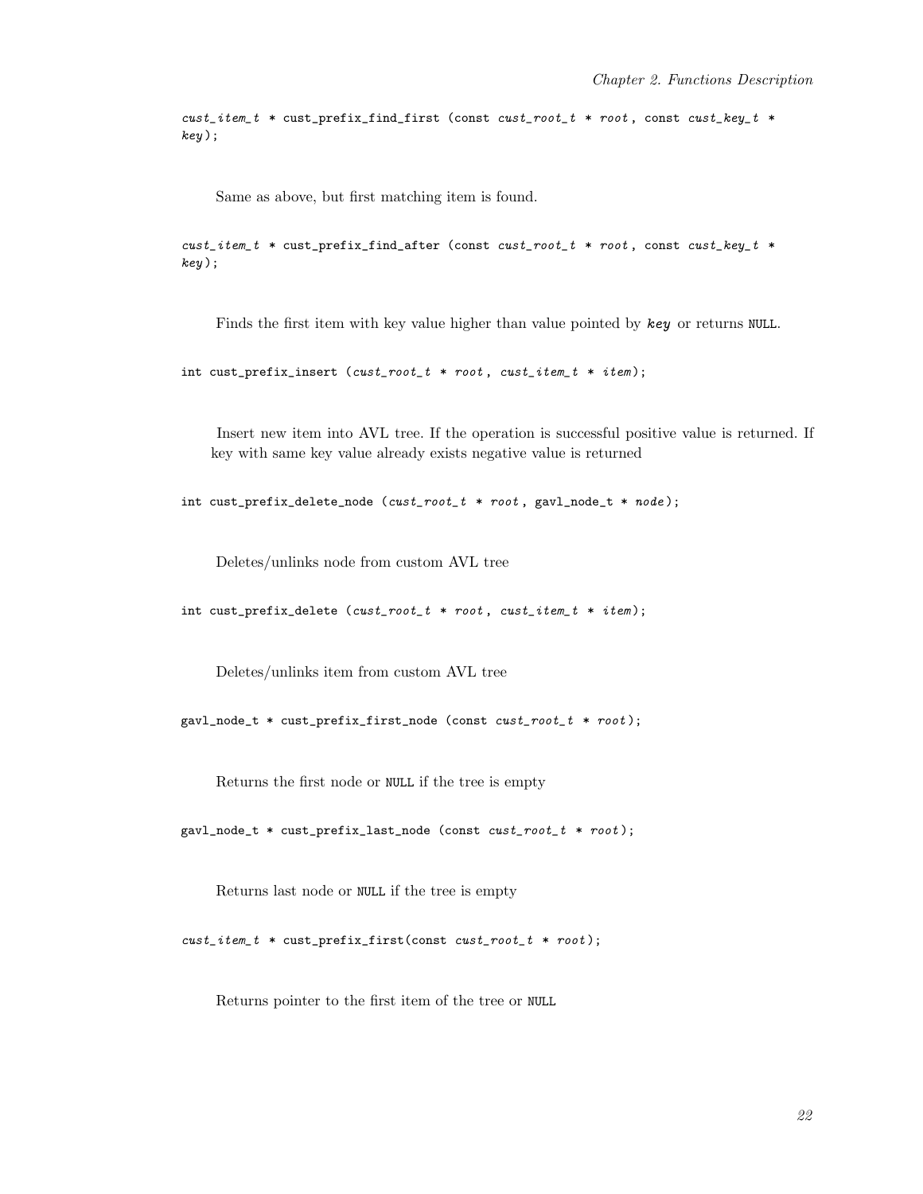```
cust_item_t * cust_prefix_find_first (const cust_root_t * root, const cust_key_t * key);
```

Same as above, but first matching item is found.

```
cust_item_t * cust_prefix_find_after (const cust_root_t * root, const cust_key_t * key);
```

Finds the first item with key value higher than value pointed by ***key*** or returns `NULL`.

```
int cust_prefix_insert (cust_root_t * root, cust_item_t * item);
```

Insert new item into AVL tree. If the operation is successful positive value is returned. If key with same key value already exists negative value is returned

```
int cust_prefix_delete_node (cust_root_t * root, gavl_node_t * node);
```

Deletes/unlinks node from custom AVL tree

```
int cust_prefix_delete (cust_root_t * root, cust_item_t * item);
```

Deletes/unlinks item from custom AVL tree

```
gavl_node_t * cust_prefix_first_node (const cust_root_t * root);
```

Returns the first node or `NULL` if the tree is empty

```
gavl_node_t * cust_prefix_last_node (const cust_root_t * root);
```

Returns last node or `NULL` if the tree is empty

```
cust_item_t * cust_prefix_first(const cust_root_t * root);
```

Returns pointer to the first item of the tree or `NULL`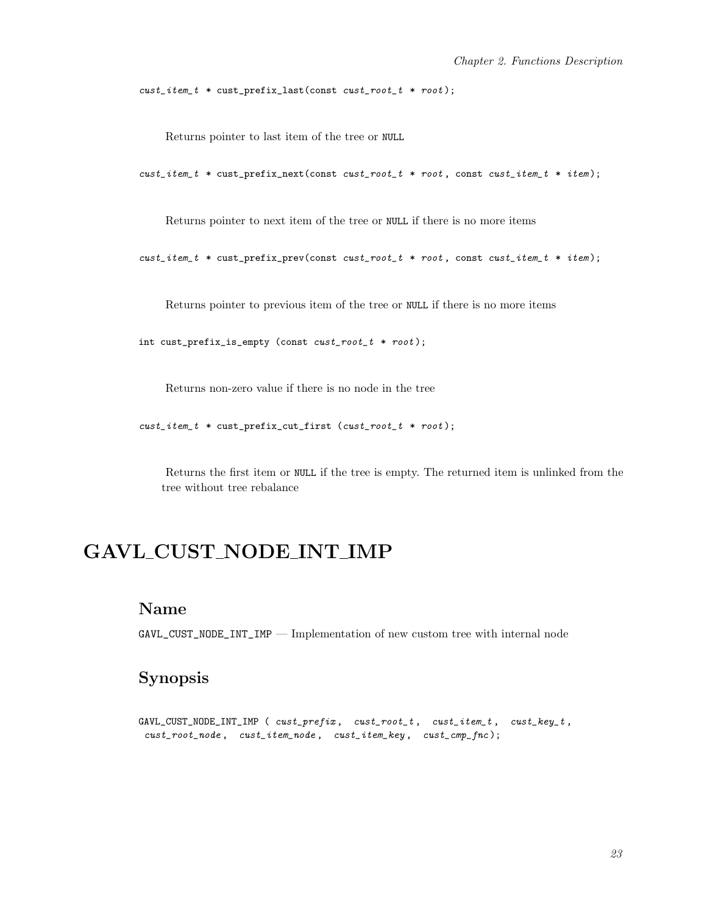```
cust_item_t * cust_prefix_last(const cust_root_t * root);
```

Returns pointer to last item of the tree or NULL

```
cust_item_t * cust_prefix_next(const cust_root_t * root, const cust_item_t * item);
```

Returns pointer to next item of the tree or NULL if there is no more items

```
cust_item_t * cust_prefix_prev(const cust_root_t * root, const cust_item_t * item);
```

Returns pointer to previous item of the tree or NULL if there is no more items

```
int cust_prefix_is_empty (const cust_root_t * root);
```

Returns non-zero value if there is no node in the tree

```
cust_item_t * cust_prefix_cut_first (cust_root_t * root);
```

Returns the first item or NULL if the tree is empty. The returned item is unlinked from the tree without tree rebalance

# GAVL_CUST_NODE_INT_IMP

## Name

GAVL_CUST_NODE_INT_IMP — Implementation of new custom tree with internal node

## Synopsis

```
GAVL_CUST_NODE_INT_IMP ( cust_prefix, cust_root_t, cust_item_t, cust_key_t,
 cust_root_node, cust_item_node, cust_item_key, cust_cmp_fnc);
```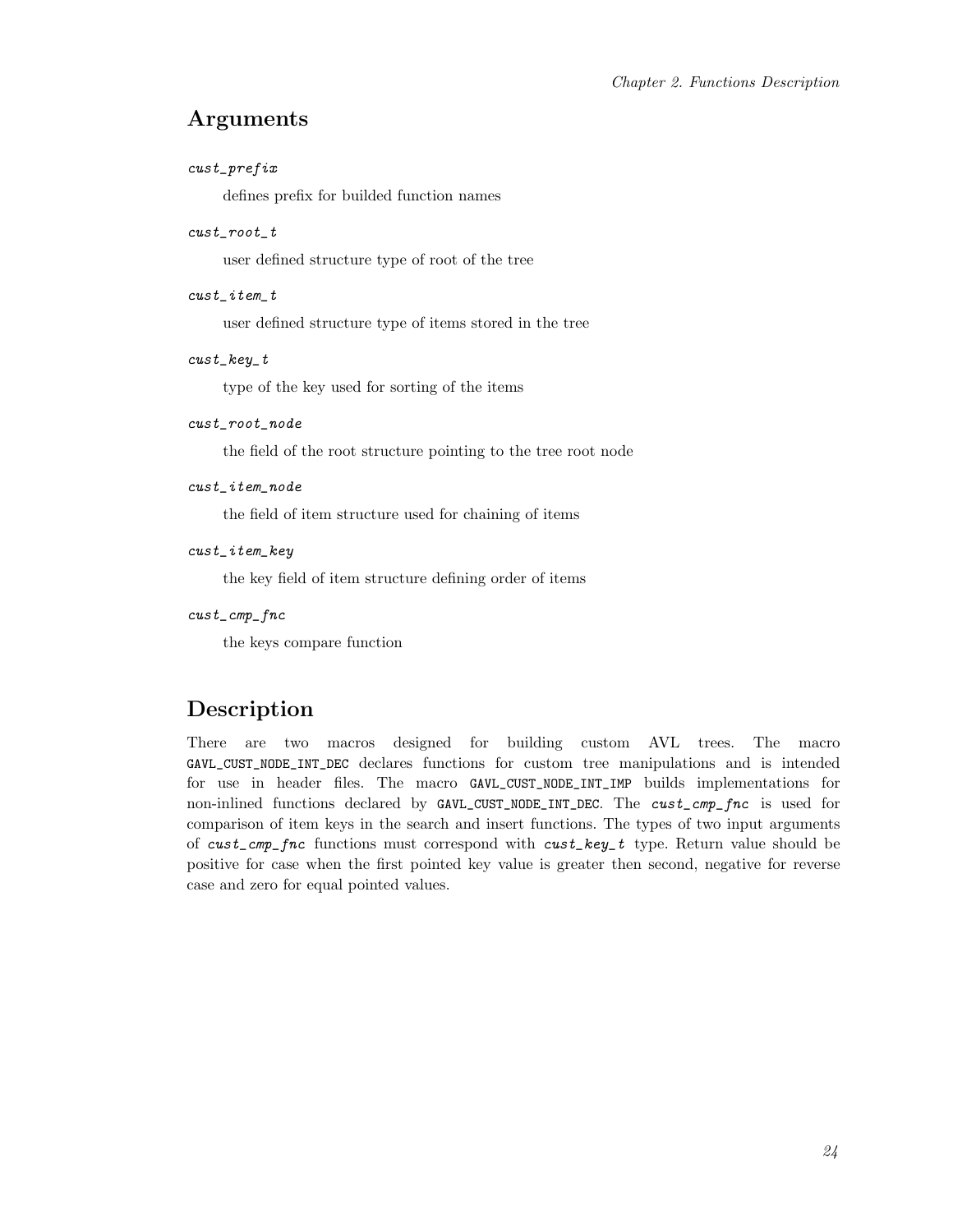## Arguments

*cust_prefix*

defines prefix for builded function names

*cust_root_t*

user defined structure type of root of the tree

*cust_item_t*

user defined structure type of items stored in the tree

*cust_key_t*

type of the key used for sorting of the items

*cust_root_node*

the field of the root structure pointing to the tree root node

*cust_item_node*

the field of item structure used for chaining of items

*cust_item_key*

the key field of item structure defining order of items

*cust_cmp_fnc*

the keys compare function

## Description

There are two macros designed for building custom AVL trees. The macro `GAVL_CUST_NODE_INT_DEC` declares functions for custom tree manipulations and is intended for use in header files. The macro `GAVL_CUST_NODE_INT_IMP` builds implementations for non-inlined functions declared by `GAVL_CUST_NODE_INT_DEC`. The ***cust_cmp_fnc*** is used for comparison of item keys in the search and insert functions. The types of two input arguments of ***cust_cmp_fnc*** functions must correspond with ***cust_key_t*** type. Return value should be positive for case when the first pointed key value is greater then second, negative for reverse case and zero for equal pointed values.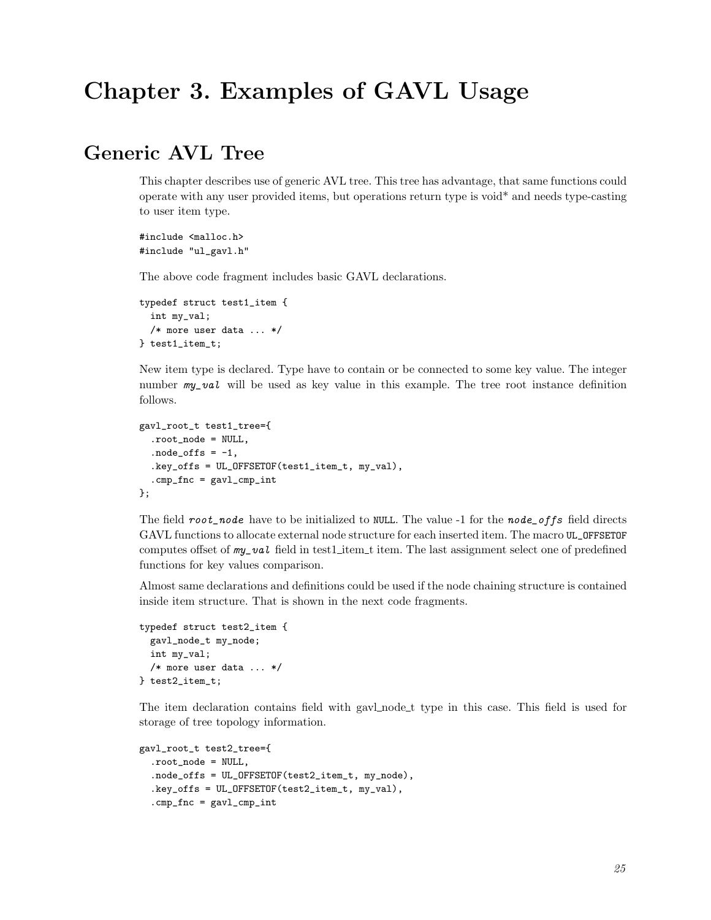# Chapter 3. Examples of GAVL Usage

## Generic AVL Tree

This chapter describes use of generic AVL tree. This tree has advantage, that same functions could operate with any user provided items, but operations return type is void* and needs type-casting to user item type.

```
#include <malloc.h>
#include "ul_gavl.h"
```

The above code fragment includes basic GAVL declarations.

```
typedef struct test1_item {
  int my_val;
  /* more user data ... */
} test1_item_t;
```

New item type is declared. Type have to contain or be connected to some key value. The integer number *my_val* will be used as key value in this example. The tree root instance definition follows.

```
gavl_root_t test1_tree={
  .root_node = NULL,
  .node_offs = -1,
  .key_offs = UL_OFFSETOF(test1_item_t, my_val),
  .cmp_fnc = gavl_cmp_int
};
```

The field *root_node* have to be initialized to `NULL`. The value -1 for the *node_offs* field directs GAVL functions to allocate external node structure for each inserted item. The macro `UL_OFFSETOF` computes offset of *my_val* field in test1_item_t item. The last assignment select one of predefined functions for key values comparison.

Almost same declarations and definitions could be used if the node chaining structure is contained inside item structure. That is shown in the next code fragments.

```
typedef struct test2_item {
  gavl_node_t my_node;
  int my_val;
  /* more user data ... */
} test2_item_t;
```

The item declaration contains field with gavl_node_t type in this case. This field is used for storage of tree topology information.

```
gavl_root_t test2_tree={
  .root_node = NULL,
  .node_offs = UL_OFFSETOF(test2_item_t, my_node),
  .key_offs = UL_OFFSETOF(test2_item_t, my_val),
  .cmp_fnc = gavl_cmp_int
```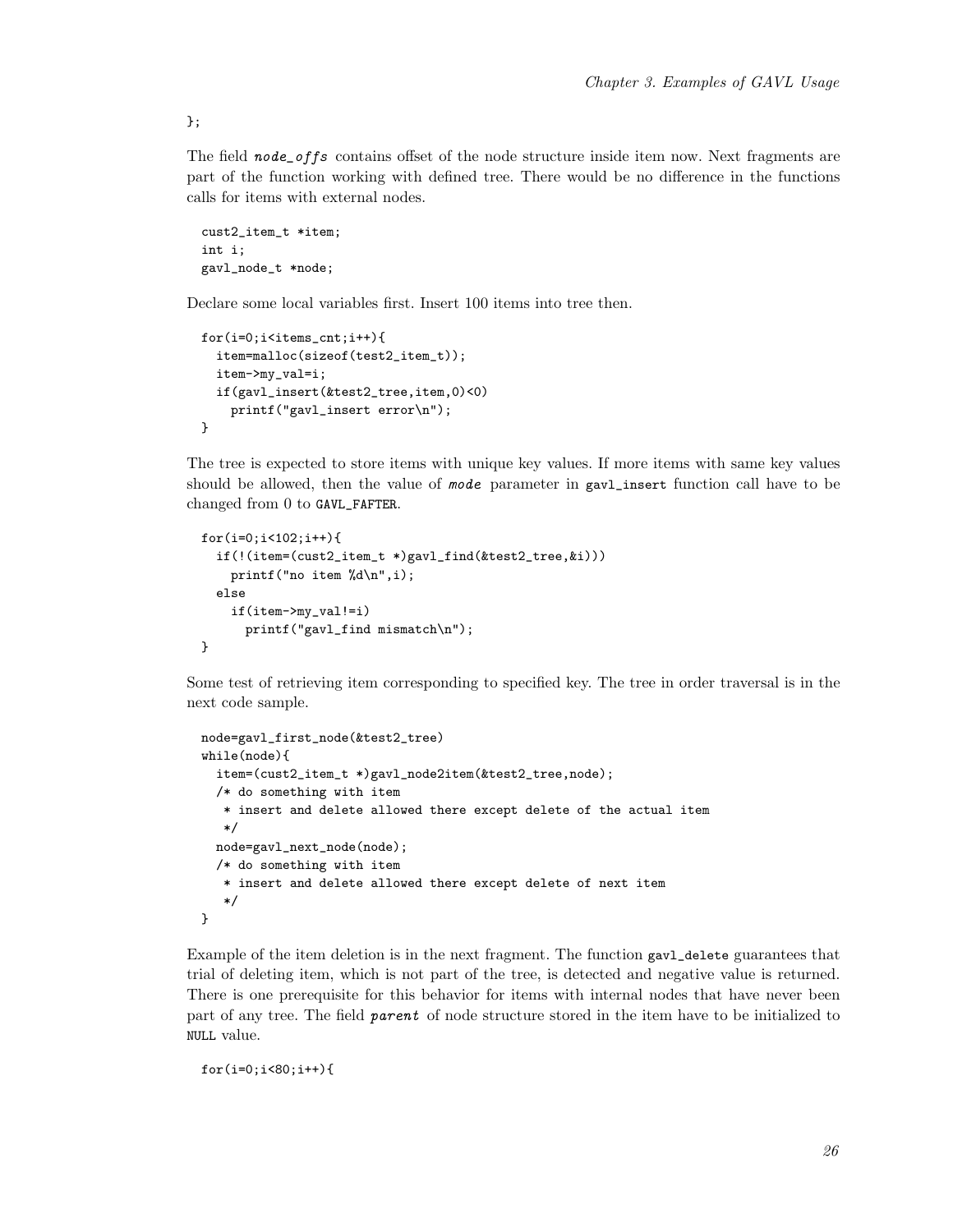```
};
```

The field *node_offs* contains offset of the node structure inside item now. Next fragments are part of the function working with defined tree. There would be no difference in the functions calls for items with external nodes.

```
cust2_item_t *item;
int i;
gavl_node_t *node;
```

Declare some local variables first. Insert 100 items into tree then.

```
for(i=0;i<items_cnt;i++){
  item=malloc(sizeof(test2_item_t));
  item->my_val=i;
  if(gavl_insert(&test2_tree,item,0)<0)
    printf("gavl_insert error\n");
}
```

The tree is expected to store items with unique key values. If more items with same key values should be allowed, then the value of *mode* parameter in `gavl_insert` function call have to be changed from 0 to `GAVL_FAFTER`.

```
for(i=0;i<102;i++){
  if(!(item=(cust2_item_t *)gavl_find(&test2_tree,&i)))
    printf("no item %d\n",i);
  else
    if(item->my_val!=i)
      printf("gavl_find mismatch\n");
}
```

Some test of retrieving item corresponding to specified key. The tree in order traversal is in the next code sample.

```
node=gavl_first_node(&test2_tree)
while(node){
  item=(cust2_item_t *)gavl_node2item(&test2_tree,node);
  /* do something with item
   * insert and delete allowed there except delete of the actual item
   */
  node=gavl_next_node(node);
  /* do something with item
   * insert and delete allowed there except delete of next item
   */
}
```

Example of the item deletion is in the next fragment. The function `gavl_delete` guarantees that trial of deleting item, which is not part of the tree, is detected and negative value is returned. There is one prerequisite for this behavior for items with internal nodes that have never been part of any tree. The field *parent* of node structure stored in the item have to be initialized to `NULL` value.

```
for(i=0;i<80;i++){
```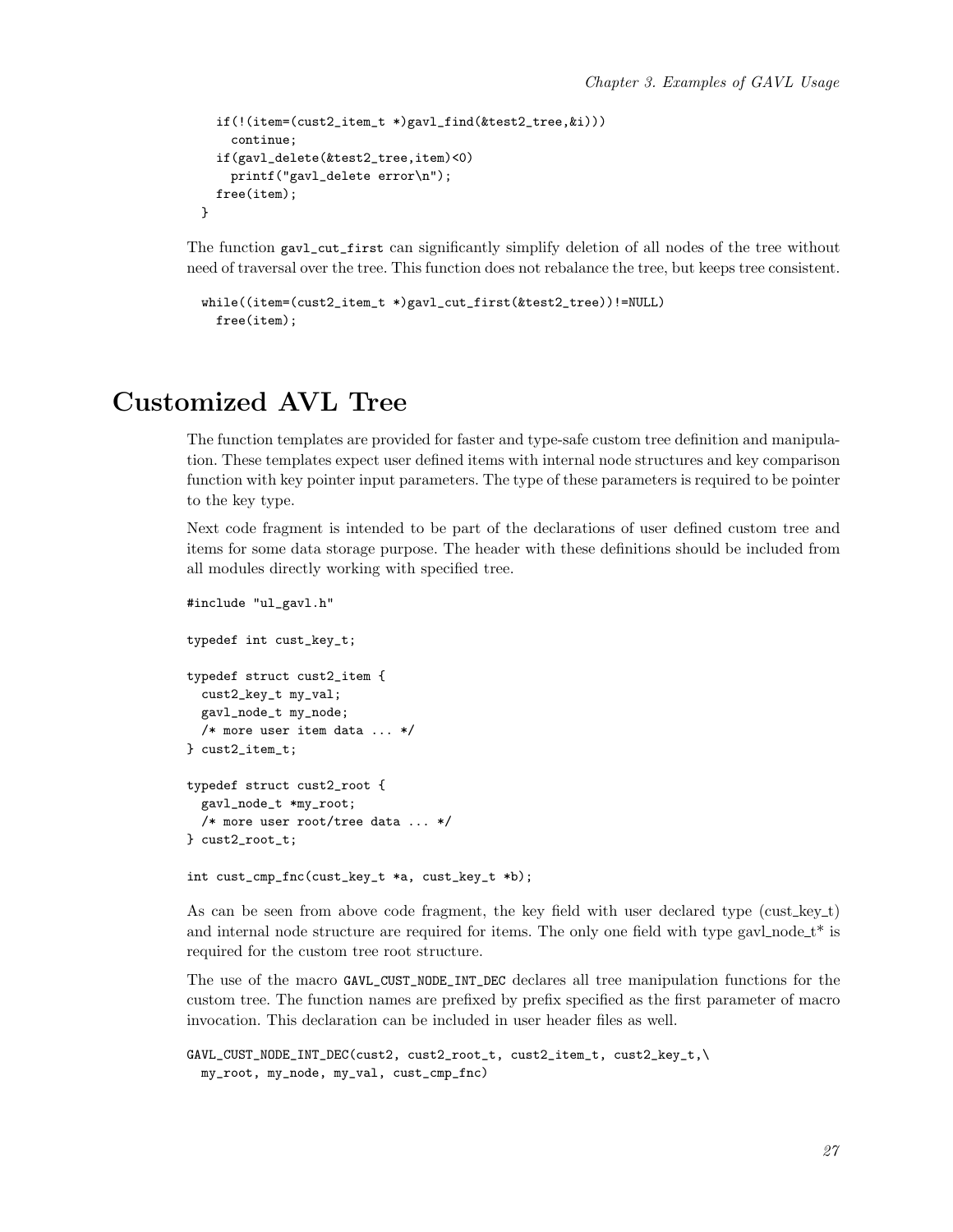```
    if(!(item=(cust2_item_t *)gavl_find(&test2_tree,&i)))
      continue;
    if(gavl_delete(&test2_tree,item)<0)
      printf("gavl_delete error\n");
    free(item);
  }
```

The function gavl_cut_first can significantly simplify deletion of all nodes of the tree without need of traversal over the tree. This function does not rebalance the tree, but keeps tree consistent.

```
  while((item=(cust2_item_t *)gavl_cut_first(&test2_tree))!=NULL)
    free(item);
```

# Customized AVL Tree

The function templates are provided for faster and type-safe custom tree definition and manipulation. These templates expect user defined items with internal node structures and key comparison function with key pointer input parameters. The type of these parameters is required to be pointer to the key type.

Next code fragment is intended to be part of the declarations of user defined custom tree and items for some data storage purpose. The header with these definitions should be included from all modules directly working with specified tree.

```
#include "ul_gavl.h"

typedef int cust_key_t;

typedef struct cust2_item {
  cust2_key_t my_val;
  gavl_node_t my_node;
  /* more user item data ... */
} cust2_item_t;

typedef struct cust2_root {
  gavl_node_t *my_root;
  /* more user root/tree data ... */
} cust2_root_t;

int cust_cmp_fnc(cust_key_t *a, cust_key_t *b);
```

As can be seen from above code fragment, the key field with user declared type (cust_key_t) and internal node structure are required for items. The only one field with type gavl_node_t* is required for the custom tree root structure.

The use of the macro GAVL_CUST_NODE_INT_DEC declares all tree manipulation functions for the custom tree. The function names are prefixed by prefix specified as the first parameter of macro invocation. This declaration can be included in user header files as well.

```
GAVL_CUST_NODE_INT_DEC(cust2, cust2_root_t, cust2_item_t, cust2_key_t,\
  my_root, my_node, my_val, cust_cmp_fnc)
```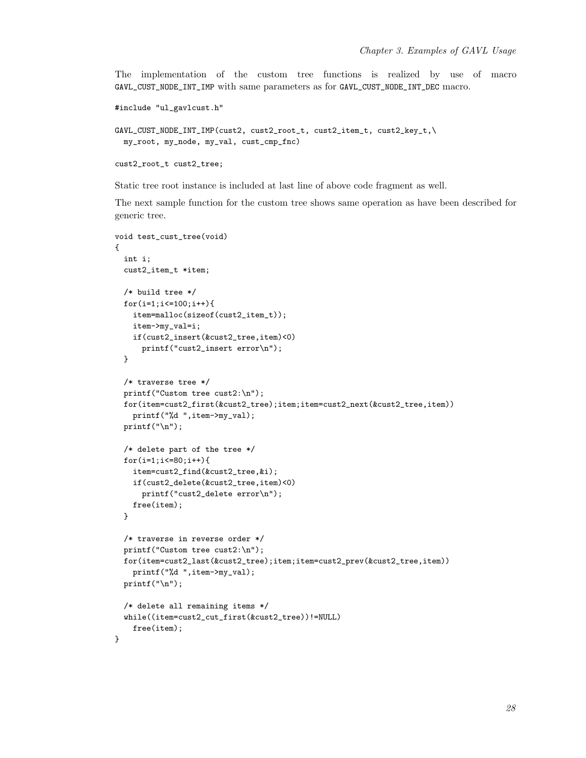The implementation of the custom tree functions is realized by use of macro `GAVL_CUST_NODE_INT_IMP` with same parameters as for `GAVL_CUST_NODE_INT_DEC` macro.

```
#include "ul_gavlcust.h"

GAVL_CUST_NODE_INT_IMP(cust2, cust2_root_t, cust2_item_t, cust2_key_t,\
  my_root, my_node, my_val, cust_cmp_fnc)

cust2_root_t cust2_tree;
```

Static tree root instance is included at last line of above code fragment as well.

The next sample function for the custom tree shows same operation as have been described for generic tree.

```
void test_cust_tree(void)
{
  int i;
  cust2_item_t *item;

  /* build tree */
  for(i=1;i<=100;i++){
    item=malloc(sizeof(cust2_item_t));
    item->my_val=i;
    if(cust2_insert(&cust2_tree,item)<0)
      printf("cust2_insert error\n");
  }

  /* traverse tree */
  printf("Custom tree cust2:\n");
  for(item=cust2_first(&cust2_tree);item;item=cust2_next(&cust2_tree,item))
    printf("%d ",item->my_val);
  printf("\n");

  /* delete part of the tree */
  for(i=1;i<=80;i++){
    item=cust2_find(&cust2_tree,&i);
    if(cust2_delete(&cust2_tree,item)<0)
      printf("cust2_delete error\n");
    free(item);
  }

  /* traverse in reverse order */
  printf("Custom tree cust2:\n");
  for(item=cust2_last(&cust2_tree);item;item=cust2_prev(&cust2_tree,item))
    printf("%d ",item->my_val);
  printf("\n");

  /* delete all remaining items */
  while((item=cust2_cut_first(&cust2_tree))!=NULL)
    free(item);
}
```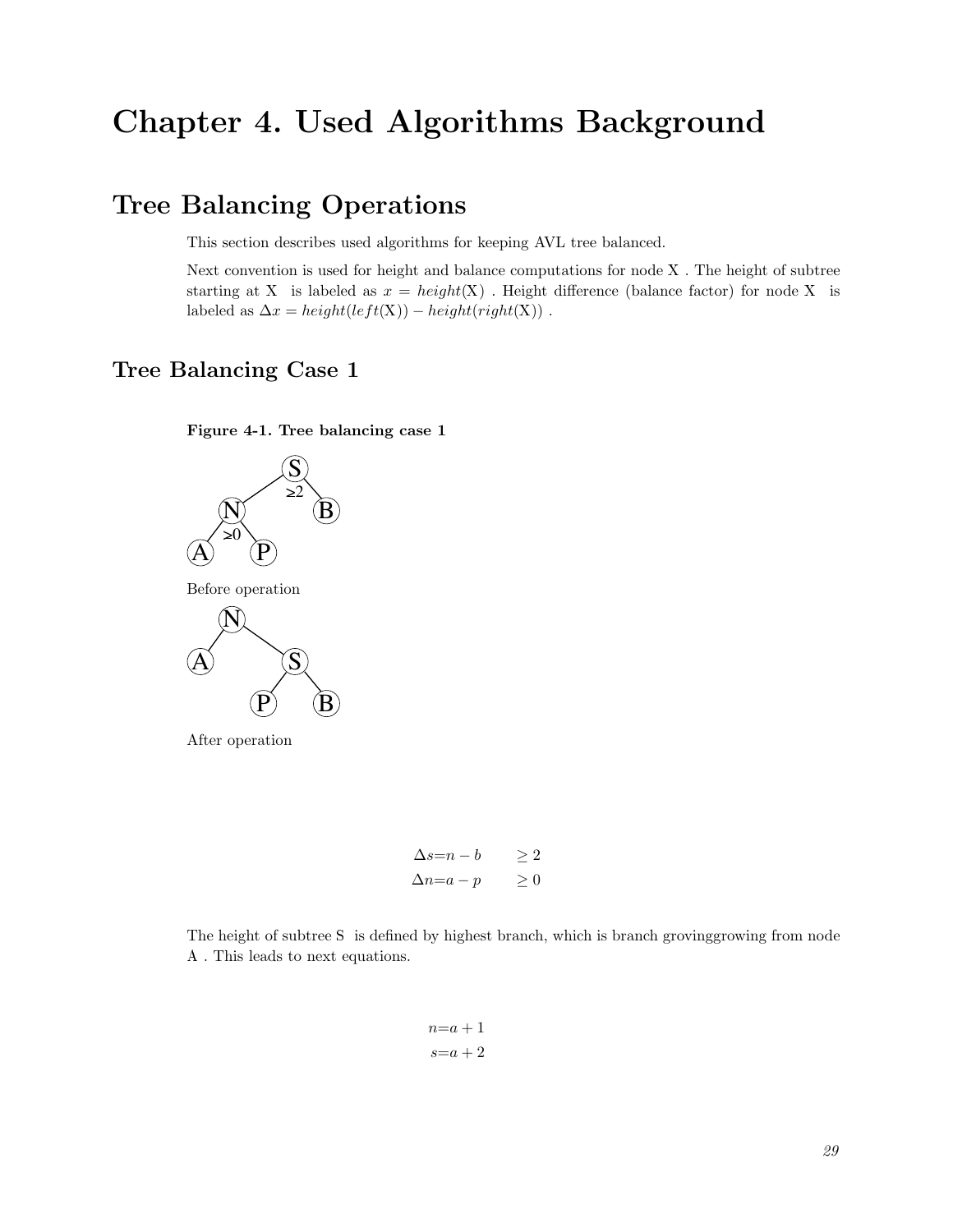# Chapter 4. Used Algorithms Background

## Tree Balancing Operations

This section describes used algorithms for keeping AVL tree balanced.

Next convention is used for height and balance computations for node X . The height of subtree starting at X is labeled as $x = height(\mathrm{X})$ . Height difference (balance factor) for node X is labeled as $\Delta x = height(left(\mathrm{X})) - height(right(\mathrm{X}))$ .

## Tree Balancing Case 1

**Figure 4-1. Tree balancing case 1**

Before operation

After operation

$$
\begin{aligned}
\Delta s &= n - b && \geq 2 \\
\Delta n &= a - p && \geq 0
\end{aligned}
$$

The height of subtree S is defined by highest branch, which is branch grovinggrowing from node A . This leads to next equations.

$$
\begin{aligned}
n &= a + 1 \\
s &= a + 2
\end{aligned}
$$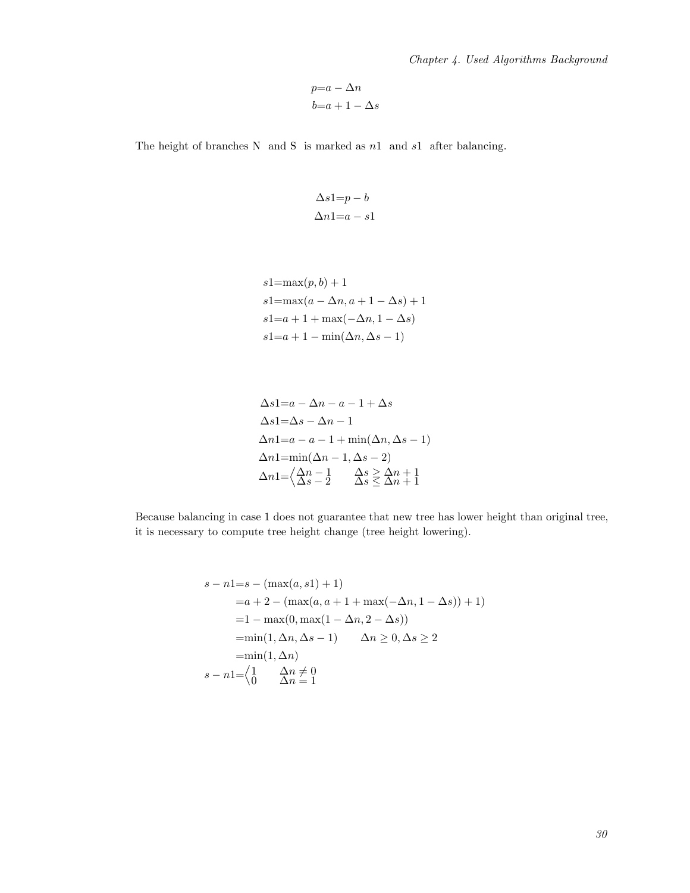$$
\begin{aligned}
p &= a - \Delta n \\
b &= a + 1 - \Delta s
\end{aligned}
$$

The height of branches N and S is marked as $n1$ and $s1$ after balancing.

$$
\begin{aligned}
\Delta s1 &= p - b \\
\Delta n1 &= a - s1
\end{aligned}
$$

$$
\begin{aligned}
s1 &= \max(p, b) + 1 \\
s1 &= \max(a - \Delta n, a + 1 - \Delta s) + 1 \\
s1 &= a + 1 + \max(-\Delta n, 1 - \Delta s) \\
s1 &= a + 1 - \min(\Delta n, \Delta s - 1)
\end{aligned}
$$

$$
\begin{aligned}
\Delta s1 &= a - \Delta n - a - 1 + \Delta s \\
\Delta s1 &= \Delta s - \Delta n - 1 \\
\Delta n1 &= a - a - 1 + \min(\Delta n, \Delta s - 1) \\
\Delta n1 &= \min(\Delta n - 1, \Delta s - 2) \\
\Delta n1 &= \left\langle \begin{matrix} \Delta n - 1 & \quad \Delta s \geq \Delta n + 1 \\ \Delta s - 2 & \quad \Delta s \leq \Delta n + 1 \end{matrix} \right.
\end{aligned}
$$

Because balancing in case 1 does not guarantee that new tree has lower height than original tree, it is necessary to compute tree height change (tree height lowering).

$$
\begin{aligned}
s - n1 &= s - (\max(a, s1) + 1) \\
&= a + 2 - (\max(a, a + 1 + \max(-\Delta n, 1 - \Delta s)) + 1) \\
&= 1 - \max(0, \max(1 - \Delta n, 2 - \Delta s)) \\
&= \min(1, \Delta n, \Delta s - 1) \qquad \Delta n \geq 0, \Delta s \geq 2 \\
&= \min(1, \Delta n) \\
s - n1 &= \left\langle \begin{matrix} 1 & \quad \Delta n \neq 0 \\ 0 & \quad \Delta n = 1 \end{matrix} \right.
\end{aligned}
$$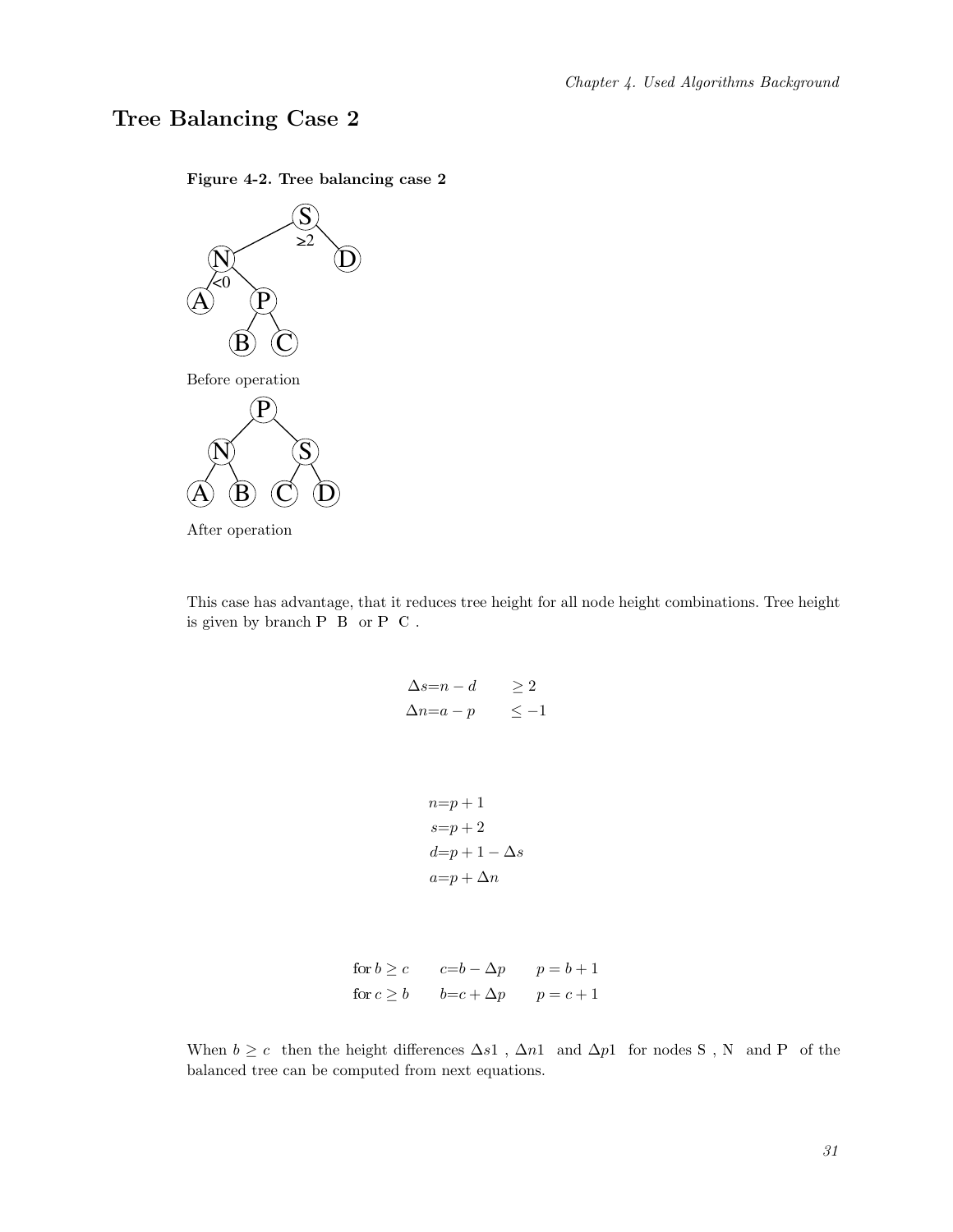## Tree Balancing Case 2

**Figure 4-2. Tree balancing case 2**

Before operation

After operation

This case has advantage, that it reduces tree height for all node height combinations. Tree height is given by branch P B or P C .

$$\Delta s = n - d \qquad \geq 2$$
$$\Delta n = a - p \qquad \leq -1$$

$$n = p + 1$$
$$s = p + 2$$
$$d = p + 1 - \Delta s$$
$$a = p + \Delta n$$

$$\text{for } b \geq c \qquad c = b - \Delta p \qquad p = b + 1$$
$$\text{for } c \geq b \qquad b = c + \Delta p \qquad p = c + 1$$

When $b \geq c$ then the height differences $\Delta s1$ , $\Delta n1$ and $\Delta p1$ for nodes S , N and P of the balanced tree can be computed from next equations.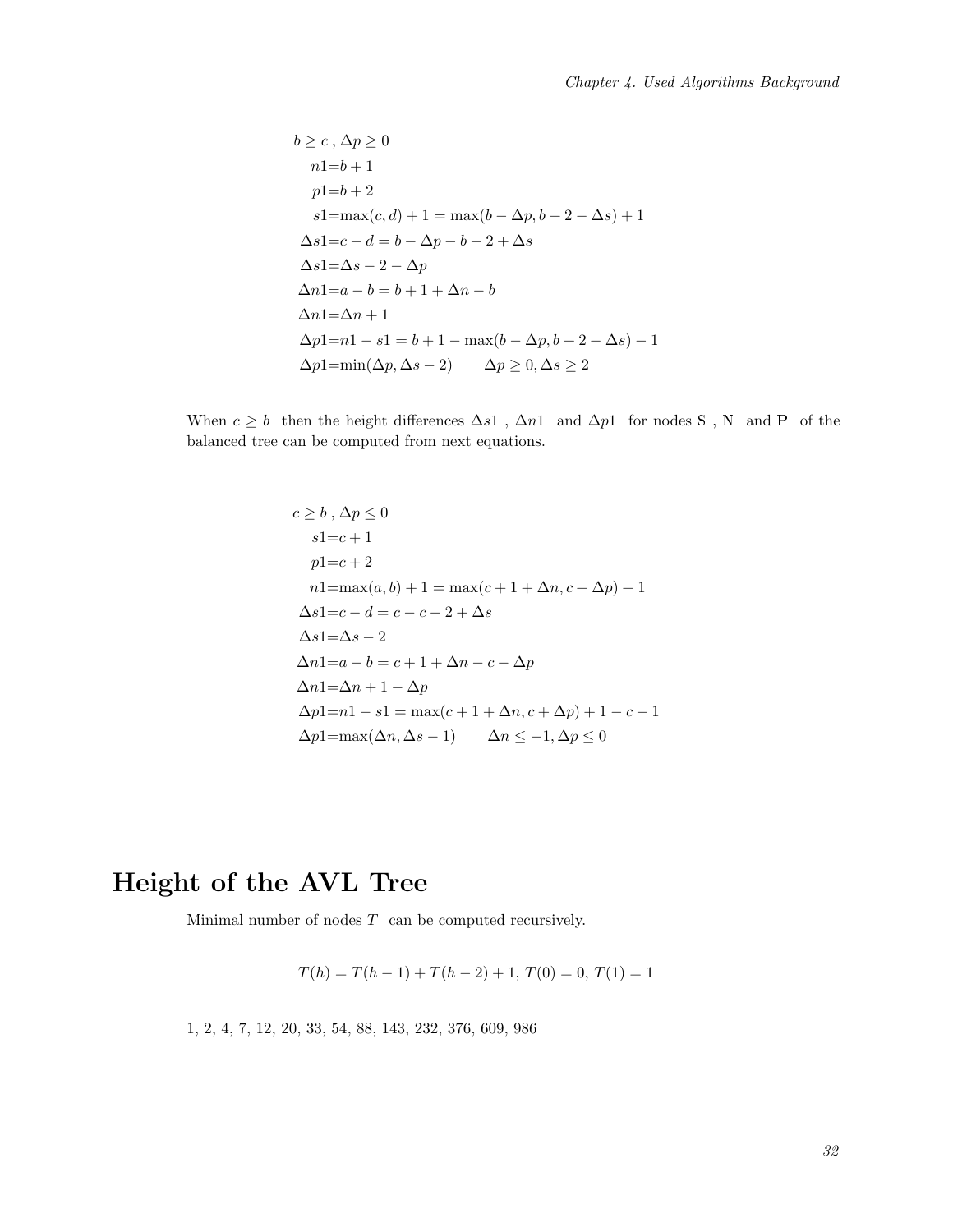$$
\begin{aligned}
& b \geq c \;, \Delta p \geq 0 \\
& \quad n1{=}b+1 \\
& \quad p1{=}b+2 \\
& \quad s1{=}\max(c,d)+1=\max(b-\Delta p, b+2-\Delta s)+1 \\
& \Delta s1{=}c-d=b-\Delta p-b-2+\Delta s \\
& \Delta s1{=}\Delta s-2-\Delta p \\
& \Delta n1{=}a-b=b+1+\Delta n-b \\
& \Delta n1{=}\Delta n+1 \\
& \Delta p1{=}n1-s1=b+1-\max(b-\Delta p, b+2-\Delta s)-1 \\
& \Delta p1{=}\min(\Delta p, \Delta s-2) \qquad \Delta p \geq 0, \Delta s \geq 2
\end{aligned}
$$

When $c \geq b$ then the height differences $\Delta s1$ , $\Delta n1$ and $\Delta p1$ for nodes S , N and P of the balanced tree can be computed from next equations.

$$
\begin{aligned}
& c \geq b \;, \Delta p \leq 0 \\
& \quad s1{=}c+1 \\
& \quad p1{=}c+2 \\
& \quad n1{=}\max(a,b)+1=\max(c+1+\Delta n, c+\Delta p)+1 \\
& \Delta s1{=}c-d=c-c-2+\Delta s \\
& \Delta s1{=}\Delta s-2 \\
& \Delta n1{=}a-b=c+1+\Delta n-c-\Delta p \\
& \Delta n1{=}\Delta n+1-\Delta p \\
& \Delta p1{=}n1-s1=\max(c+1+\Delta n, c+\Delta p)+1-c-1 \\
& \Delta p1{=}\max(\Delta n, \Delta s-1) \qquad \Delta n \leq -1, \Delta p \leq 0
\end{aligned}
$$

# Height of the AVL Tree

Minimal number of nodes $T$ can be computed recursively.

$$
T(h)=T(h-1)+T(h-2)+1,\; T(0)=0,\; T(1)=1
$$

1, 2, 4, 7, 12, 20, 33, 54, 88, 143, 232, 376, 609, 986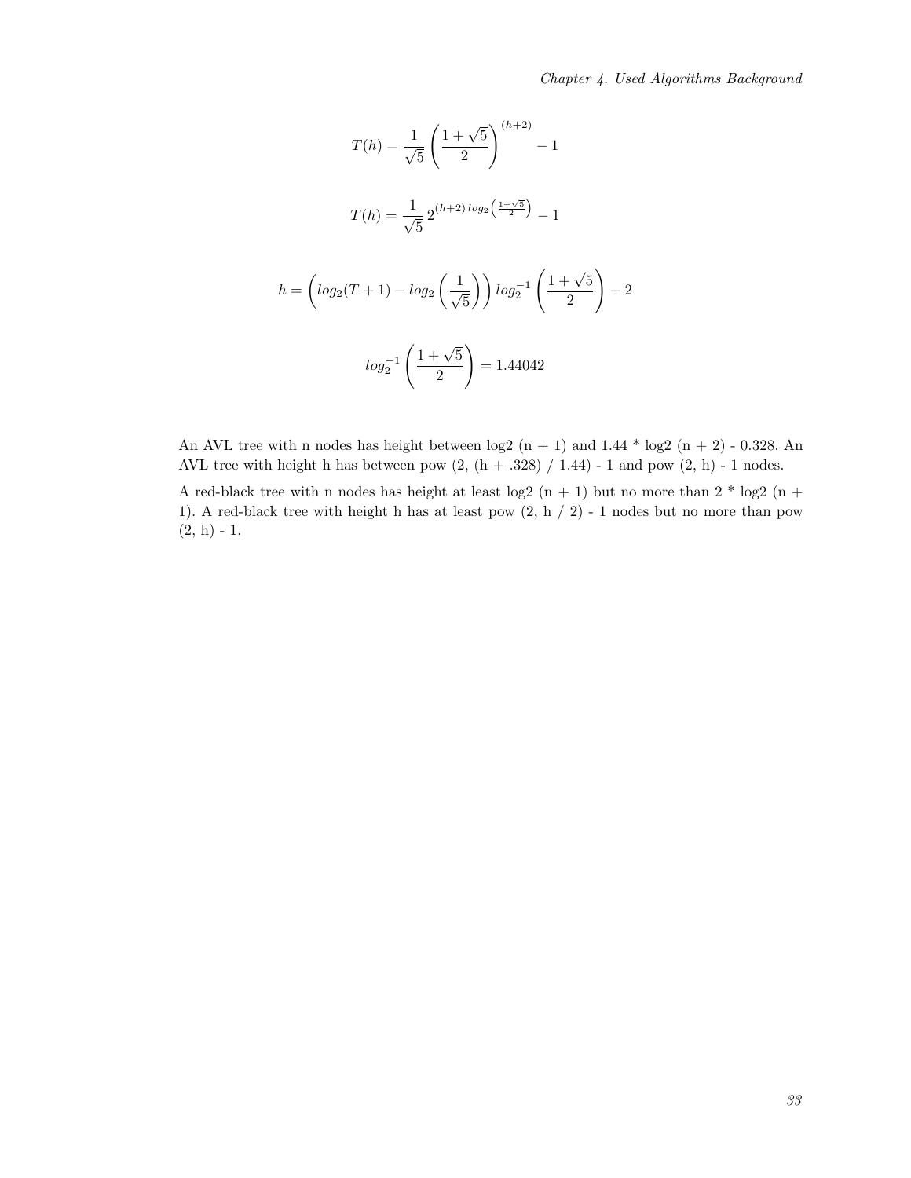$$T(h) = \frac{1}{\sqrt{5}} \left( \frac{1+\sqrt{5}}{2} \right)^{(h+2)} - 1$$

$$T(h) = \frac{1}{\sqrt{5}} \, 2^{(h+2)\, log_2\left(\frac{1+\sqrt{5}}{2}\right)} - 1$$

$$h = \left( log_2(T+1) - log_2\left(\frac{1}{\sqrt{5}}\right) \right) log_2^{-1}\left(\frac{1+\sqrt{5}}{2}\right) - 2$$

$$log_2^{-1}\left(\frac{1+\sqrt{5}}{2}\right) = 1.44042$$

An AVL tree with n nodes has height between log2 (n + 1) and 1.44 * log2 (n + 2) - 0.328. An AVL tree with height h has between pow (2, (h + .328) / 1.44) - 1 and pow (2, h) - 1 nodes.

A red-black tree with n nodes has height at least log2 (n + 1) but no more than 2 * log2 (n + 1). A red-black tree with height h has at least pow (2, h / 2) - 1 nodes but no more than pow (2, h) - 1.